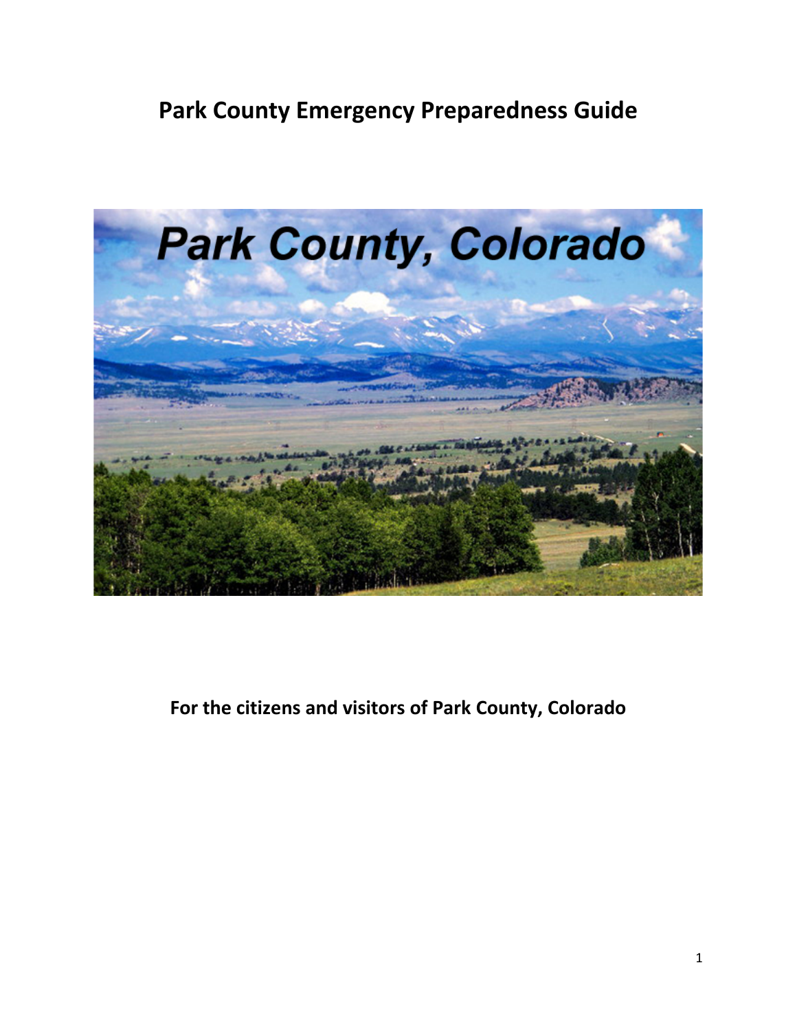# Park County Emergency Preparedness Guide

**For the citizens and visitors of Park County, Colorado**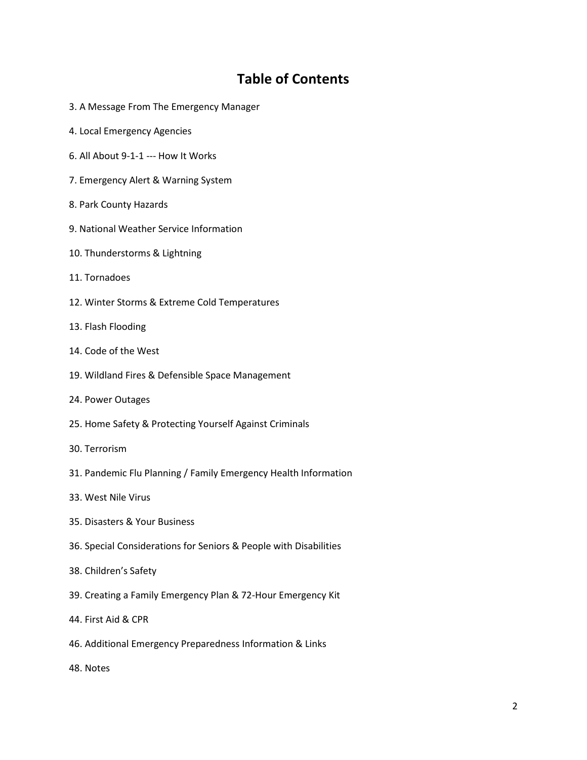# Table of Contents

3. A Message From The Emergency Manager

4. Local Emergency Agencies

6. All About 9-1-1 --- How It Works

7. Emergency Alert & Warning System

8. Park County Hazards

9. National Weather Service Information

10. Thunderstorms & Lightning

11. Tornadoes

12. Winter Storms & Extreme Cold Temperatures

13. Flash Flooding

14. Code of the West

19. Wildland Fires & Defensible Space Management

24. Power Outages

25. Home Safety & Protecting Yourself Against Criminals

30. Terrorism

31. Pandemic Flu Planning / Family Emergency Health Information

33. West Nile Virus

35. Disasters & Your Business

36. Special Considerations for Seniors & People with Disabilities

38. Children's Safety

39. Creating a Family Emergency Plan & 72-Hour Emergency Kit

44. First Aid & CPR

46. Additional Emergency Preparedness Information & Links

48. Notes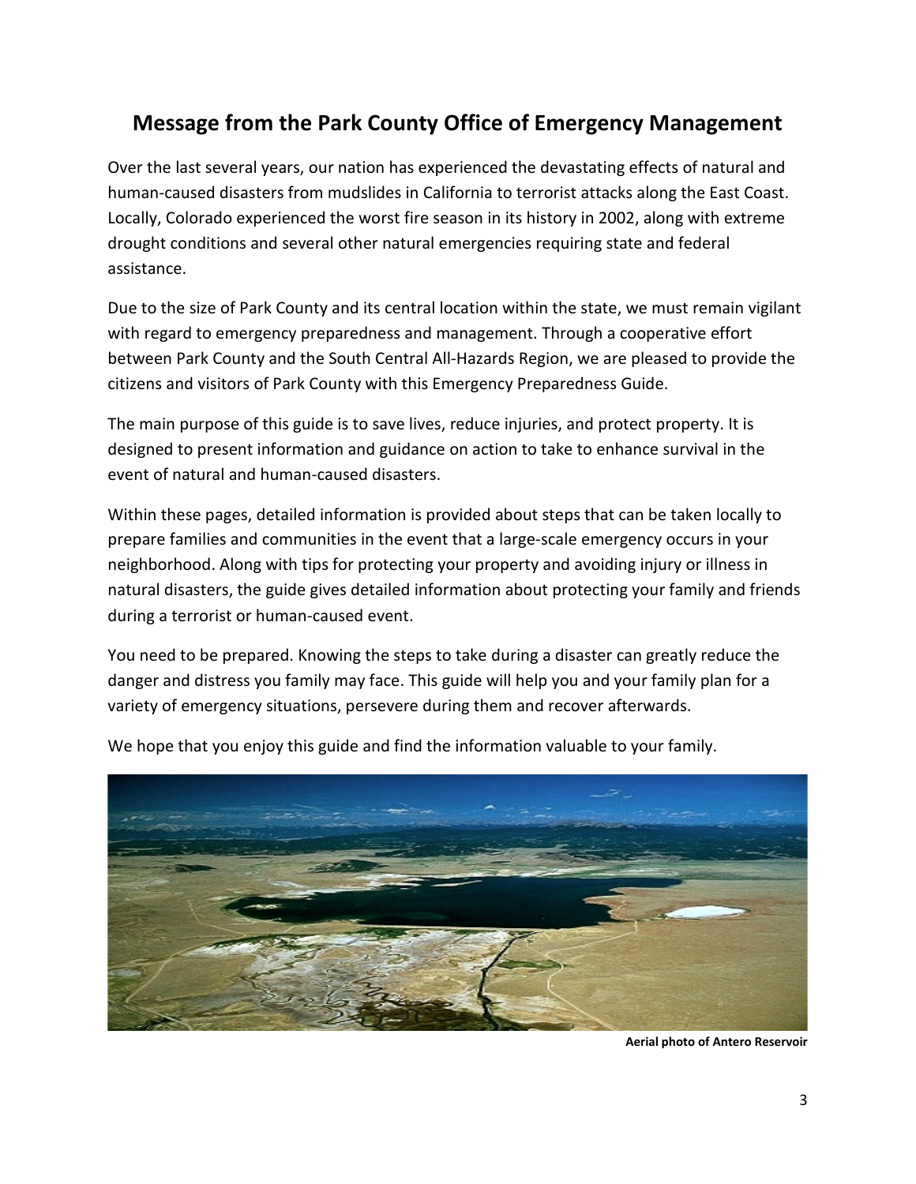## Message from the Park County Office of Emergency Management

Over the last several years, our nation has experienced the devastating effects of natural and human-caused disasters from mudslides in California to terrorist attacks along the East Coast. Locally, Colorado experienced the worst fire season in its history in 2002, along with extreme drought conditions and several other natural emergencies requiring state and federal assistance.

Due to the size of Park County and its central location within the state, we must remain vigilant with regard to emergency preparedness and management. Through a cooperative effort between Park County and the South Central All-Hazards Region, we are pleased to provide the citizens and visitors of Park County with this Emergency Preparedness Guide.

The main purpose of this guide is to save lives, reduce injuries, and protect property. It is designed to present information and guidance on action to take to enhance survival in the event of natural and human-caused disasters.

Within these pages, detailed information is provided about steps that can be taken locally to prepare families and communities in the event that a large-scale emergency occurs in your neighborhood. Along with tips for protecting your property and avoiding injury or illness in natural disasters, the guide gives detailed information about protecting your family and friends during a terrorist or human-caused event.

You need to be prepared. Knowing the steps to take during a disaster can greatly reduce the danger and distress you family may face. This guide will help you and your family plan for a variety of emergency situations, persevere during them and recover afterwards.

We hope that you enjoy this guide and find the information valuable to your family.

**Aerial photo of Antero Reservoir**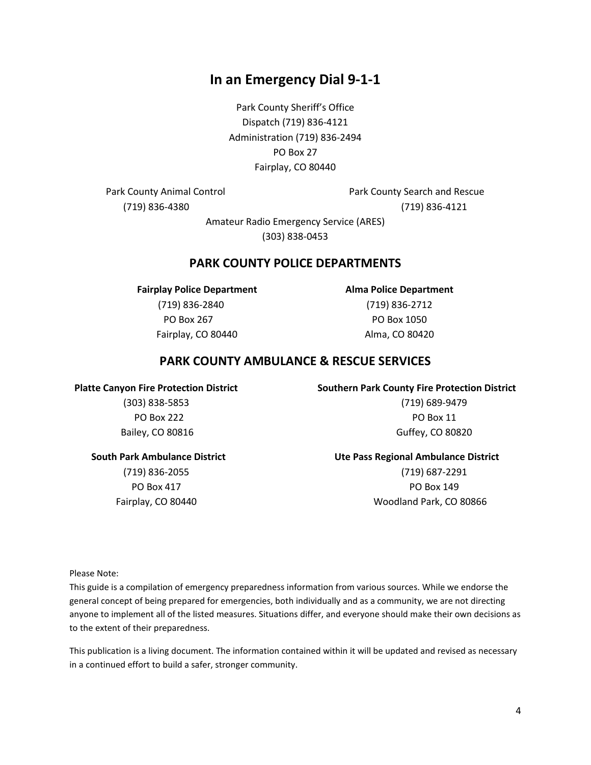# In an Emergency Dial 9-1-1

Park County Sheriff's Office
Dispatch (719) 836-4121
Administration (719) 836-2494
PO Box 27
Fairplay, CO 80440

Park County Animal Control
(719) 836-4380

Park County Search and Rescue
(719) 836-4121

Amateur Radio Emergency Service (ARES)
(303) 838-0453

## PARK COUNTY POLICE DEPARTMENTS

**Fairplay Police Department**
(719) 836-2840
PO Box 267
Fairplay, CO 80440

**Alma Police Department**
(719) 836-2712
PO Box 1050
Alma, CO 80420

## PARK COUNTY AMBULANCE & RESCUE SERVICES

**Platte Canyon Fire Protection District**
(303) 838-5853
PO Box 222
Bailey, CO 80816

**Southern Park County Fire Protection District**
(719) 689-9479
PO Box 11
Guffey, CO 80820

**South Park Ambulance District**
(719) 836-2055
PO Box 417
Fairplay, CO 80440

**Ute Pass Regional Ambulance District**
(719) 687-2291
PO Box 149
Woodland Park, CO 80866

Please Note:
This guide is a compilation of emergency preparedness information from various sources. While we endorse the general concept of being prepared for emergencies, both individually and as a community, we are not directing anyone to implement all of the listed measures. Situations differ, and everyone should make their own decisions as to the extent of their preparedness.

This publication is a living document. The information contained within it will be updated and revised as necessary in a continued effort to build a safer, stronger community.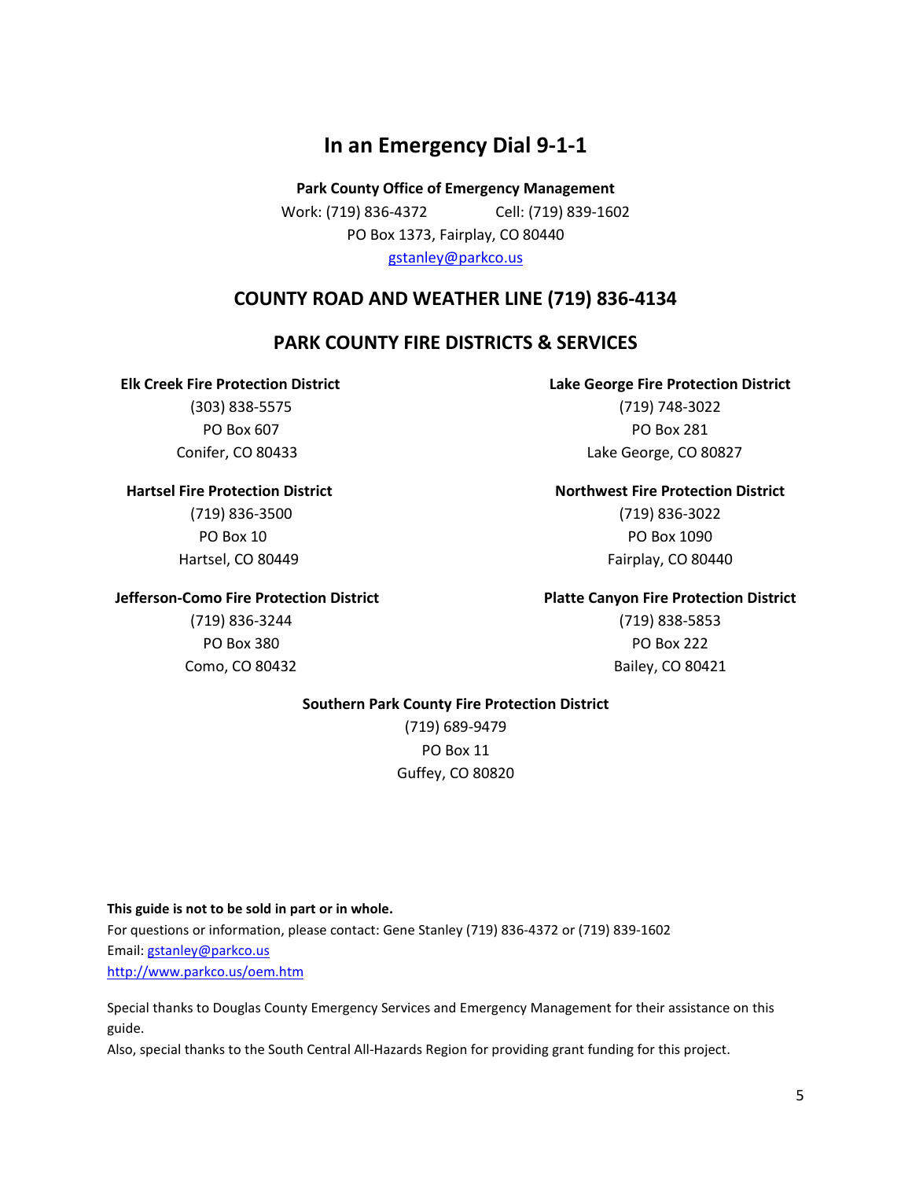# In an Emergency Dial 9-1-1

**Park County Office of Emergency Management**

Work: (719) 836-4372 Cell: (719) 839-1602

PO Box 1373, Fairplay, CO 80440

gstanley@parkco.us

## COUNTY ROAD AND WEATHER LINE (719) 836-4134

## PARK COUNTY FIRE DISTRICTS & SERVICES

**Elk Creek Fire Protection District**
(303) 838-5575
PO Box 607
Conifer, CO 80433

**Hartsel Fire Protection District**
(719) 836-3500
PO Box 10
Hartsel, CO 80449

**Jefferson-Como Fire Protection District**
(719) 836-3244
PO Box 380
Como, CO 80432

**Lake George Fire Protection District**
(719) 748-3022
PO Box 281
Lake George, CO 80827

**Northwest Fire Protection District**
(719) 836-3022
PO Box 1090
Fairplay, CO 80440

**Platte Canyon Fire Protection District**
(719) 838-5853
PO Box 222
Bailey, CO 80421

**Southern Park County Fire Protection District**
(719) 689-9479
PO Box 11
Guffey, CO 80820

**This guide is not to be sold in part or in whole.**

For questions or information, please contact: Gene Stanley (719) 836-4372 or (719) 839-1602

Email: gstanley@parkco.us

http://www.parkco.us/oem.htm

Special thanks to Douglas County Emergency Services and Emergency Management for their assistance on this guide.

Also, special thanks to the South Central All-Hazards Region for providing grant funding for this project.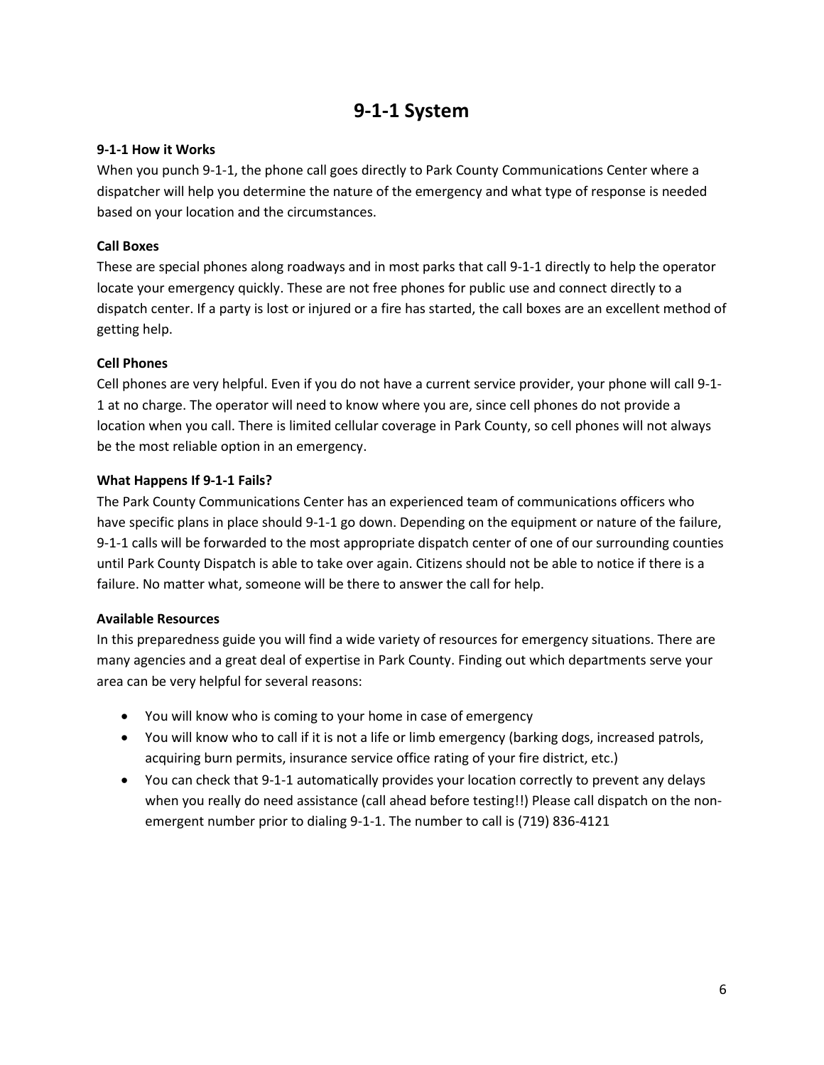# 9-1-1 System

**9-1-1 How it Works**

When you punch 9-1-1, the phone call goes directly to Park County Communications Center where a dispatcher will help you determine the nature of the emergency and what type of response is needed based on your location and the circumstances.

**Call Boxes**

These are special phones along roadways and in most parks that call 9-1-1 directly to help the operator locate your emergency quickly. These are not free phones for public use and connect directly to a dispatch center. If a party is lost or injured or a fire has started, the call boxes are an excellent method of getting help.

**Cell Phones**

Cell phones are very helpful. Even if you do not have a current service provider, your phone will call 9-1-1 at no charge. The operator will need to know where you are, since cell phones do not provide a location when you call. There is limited cellular coverage in Park County, so cell phones will not always be the most reliable option in an emergency.

**What Happens If 9-1-1 Fails?**

The Park County Communications Center has an experienced team of communications officers who have specific plans in place should 9-1-1 go down. Depending on the equipment or nature of the failure, 9-1-1 calls will be forwarded to the most appropriate dispatch center of one of our surrounding counties until Park County Dispatch is able to take over again. Citizens should not be able to notice if there is a failure. No matter what, someone will be there to answer the call for help.

**Available Resources**

In this preparedness guide you will find a wide variety of resources for emergency situations. There are many agencies and a great deal of expertise in Park County. Finding out which departments serve your area can be very helpful for several reasons:

- You will know who is coming to your home in case of emergency
- You will know who to call if it is not a life or limb emergency (barking dogs, increased patrols, acquiring burn permits, insurance service office rating of your fire district, etc.)
- You can check that 9-1-1 automatically provides your location correctly to prevent any delays when you really do need assistance (call ahead before testing!!) Please call dispatch on the non-emergent number prior to dialing 9-1-1. The number to call is (719) 836-4121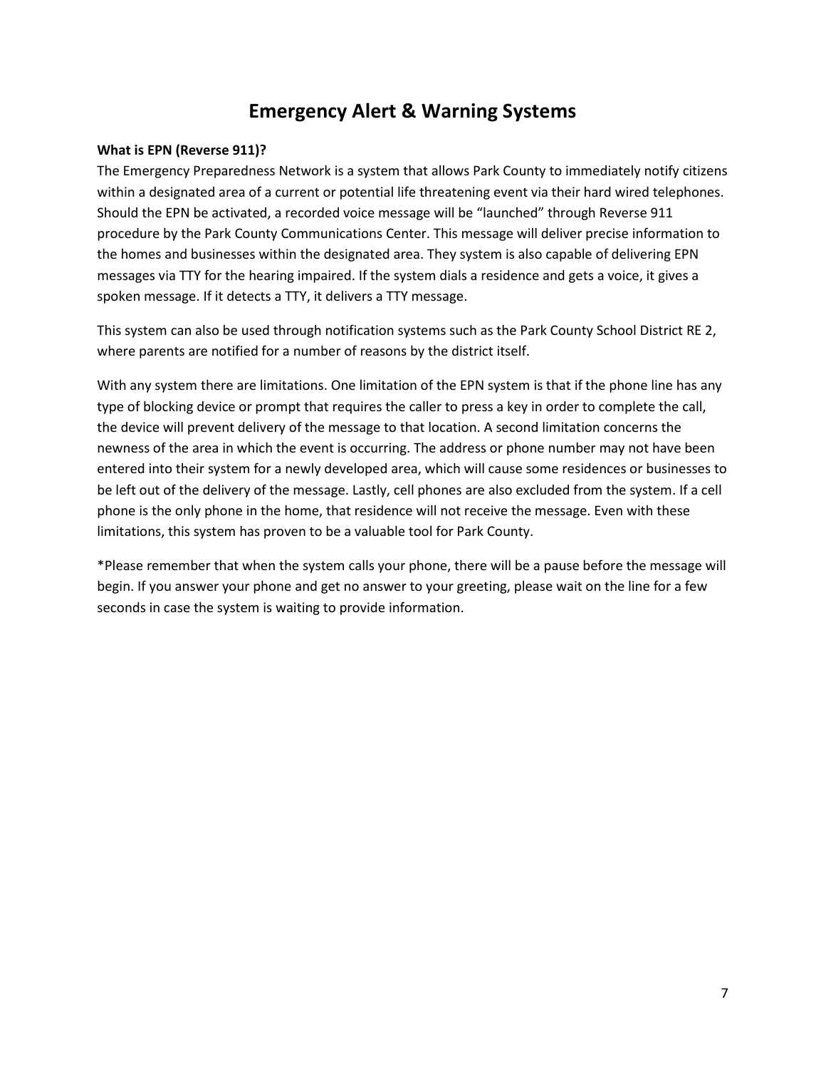# Emergency Alert & Warning Systems

**What is EPN (Reverse 911)?**

The Emergency Preparedness Network is a system that allows Park County to immediately notify citizens within a designated area of a current or potential life threatening event via their hard wired telephones. Should the EPN be activated, a recorded voice message will be "launched" through Reverse 911 procedure by the Park County Communications Center. This message will deliver precise information to the homes and businesses within the designated area. They system is also capable of delivering EPN messages via TTY for the hearing impaired. If the system dials a residence and gets a voice, it gives a spoken message. If it detects a TTY, it delivers a TTY message.

This system can also be used through notification systems such as the Park County School District RE 2, where parents are notified for a number of reasons by the district itself.

With any system there are limitations. One limitation of the EPN system is that if the phone line has any type of blocking device or prompt that requires the caller to press a key in order to complete the call, the device will prevent delivery of the message to that location. A second limitation concerns the newness of the area in which the event is occurring. The address or phone number may not have been entered into their system for a newly developed area, which will cause some residences or businesses to be left out of the delivery of the message. Lastly, cell phones are also excluded from the system. If a cell phone is the only phone in the home, that residence will not receive the message. Even with these limitations, this system has proven to be a valuable tool for Park County.

*Please remember that when the system calls your phone, there will be a pause before the message will begin. If you answer your phone and get no answer to your greeting, please wait on the line for a few seconds in case the system is waiting to provide information.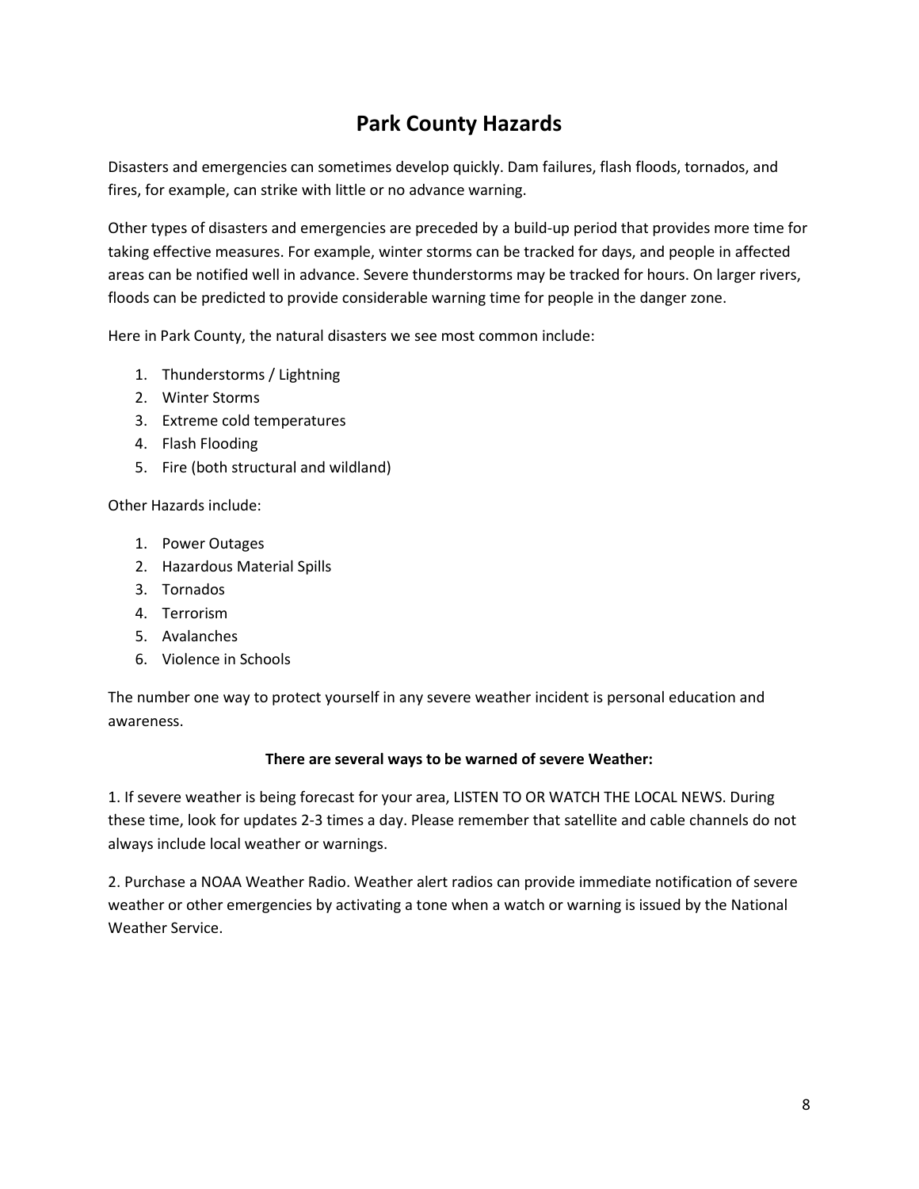# Park County Hazards

Disasters and emergencies can sometimes develop quickly. Dam failures, flash floods, tornados, and fires, for example, can strike with little or no advance warning.

Other types of disasters and emergencies are preceded by a build-up period that provides more time for taking effective measures. For example, winter storms can be tracked for days, and people in affected areas can be notified well in advance. Severe thunderstorms may be tracked for hours. On larger rivers, floods can be predicted to provide considerable warning time for people in the danger zone.

Here in Park County, the natural disasters we see most common include:

1. Thunderstorms / Lightning
2. Winter Storms
3. Extreme cold temperatures
4. Flash Flooding
5. Fire (both structural and wildland)

Other Hazards include:

1. Power Outages
2. Hazardous Material Spills
3. Tornados
4. Terrorism
5. Avalanches
6. Violence in Schools

The number one way to protect yourself in any severe weather incident is personal education and awareness.

**There are several ways to be warned of severe Weather:**

1. If severe weather is being forecast for your area, LISTEN TO OR WATCH THE LOCAL NEWS. During these time, look for updates 2-3 times a day. Please remember that satellite and cable channels do not always include local weather or warnings.

2. Purchase a NOAA Weather Radio. Weather alert radios can provide immediate notification of severe weather or other emergencies by activating a tone when a watch or warning is issued by the National Weather Service.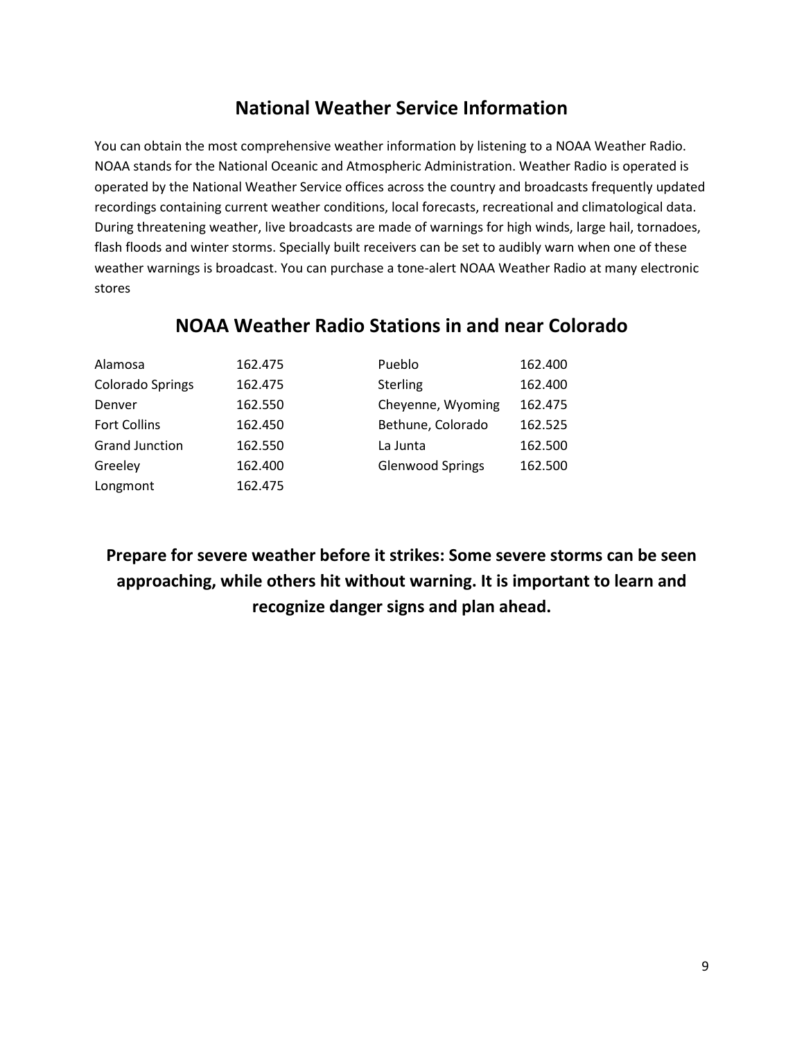## National Weather Service Information

You can obtain the most comprehensive weather information by listening to a NOAA Weather Radio. NOAA stands for the National Oceanic and Atmospheric Administration. Weather Radio is operated is operated by the National Weather Service offices across the country and broadcasts frequently updated recordings containing current weather conditions, local forecasts, recreational and climatological data. During threatening weather, live broadcasts are made of warnings for high winds, large hail, tornadoes, flash floods and winter storms. Specially built receivers can be set to audibly warn when one of these weather warnings is broadcast. You can purchase a tone-alert NOAA Weather Radio at many electronic stores

## NOAA Weather Radio Stations in and near Colorado

| Station | Frequency | Station | Frequency |
|---|---|---|---|
| Alamosa | 162.475 | Pueblo | 162.400 |
| Colorado Springs | 162.475 | Sterling | 162.400 |
| Denver | 162.550 | Cheyenne, Wyoming | 162.475 |
| Fort Collins | 162.450 | Bethune, Colorado | 162.525 |
| Grand Junction | 162.550 | La Junta | 162.500 |
| Greeley | 162.400 | Glenwood Springs | 162.500 |
| Longmont | 162.475 | | |

**Prepare for severe weather before it strikes: Some severe storms can be seen approaching, while others hit without warning. It is important to learn and recognize danger signs and plan ahead.**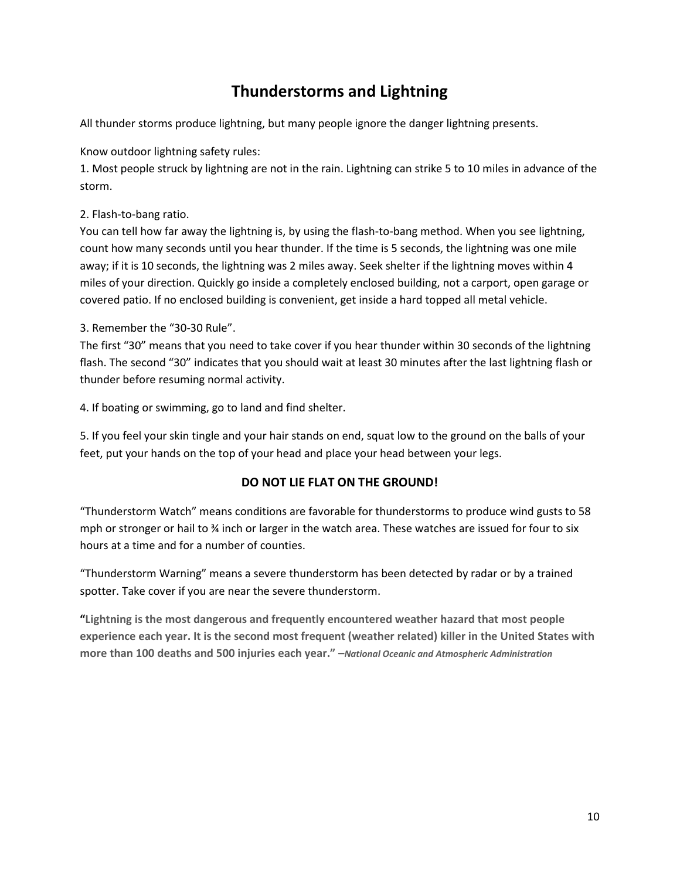# Thunderstorms and Lightning

All thunder storms produce lightning, but many people ignore the danger lightning presents.

Know outdoor lightning safety rules:

1. Most people struck by lightning are not in the rain. Lightning can strike 5 to 10 miles in advance of the storm.

2. Flash-to-bang ratio.
You can tell how far away the lightning is, by using the flash-to-bang method. When you see lightning, count how many seconds until you hear thunder. If the time is 5 seconds, the lightning was one mile away; if it is 10 seconds, the lightning was 2 miles away. Seek shelter if the lightning moves within 4 miles of your direction. Quickly go inside a completely enclosed building, not a carport, open garage or covered patio. If no enclosed building is convenient, get inside a hard topped all metal vehicle.

3. Remember the "30-30 Rule".
The first "30" means that you need to take cover if you hear thunder within 30 seconds of the lightning flash. The second "30" indicates that you should wait at least 30 minutes after the last lightning flash or thunder before resuming normal activity.

4. If boating or swimming, go to land and find shelter.

5. If you feel your skin tingle and your hair stands on end, squat low to the ground on the balls of your feet, put your hands on the top of your head and place your head between your legs.

**DO NOT LIE FLAT ON THE GROUND!**

"Thunderstorm Watch" means conditions are favorable for thunderstorms to produce wind gusts to 58 mph or stronger or hail to ¾ inch or larger in the watch area. These watches are issued for four to six hours at a time and for a number of counties.

"Thunderstorm Warning" means a severe thunderstorm has been detected by radar or by a trained spotter. Take cover if you are near the severe thunderstorm.

**"Lightning is the most dangerous and frequently encountered weather hazard that most people experience each year. It is the second most frequent (weather related) killer in the United States with more than 100 deaths and 500 injuries each year." –*National Oceanic and Atmospheric Administration***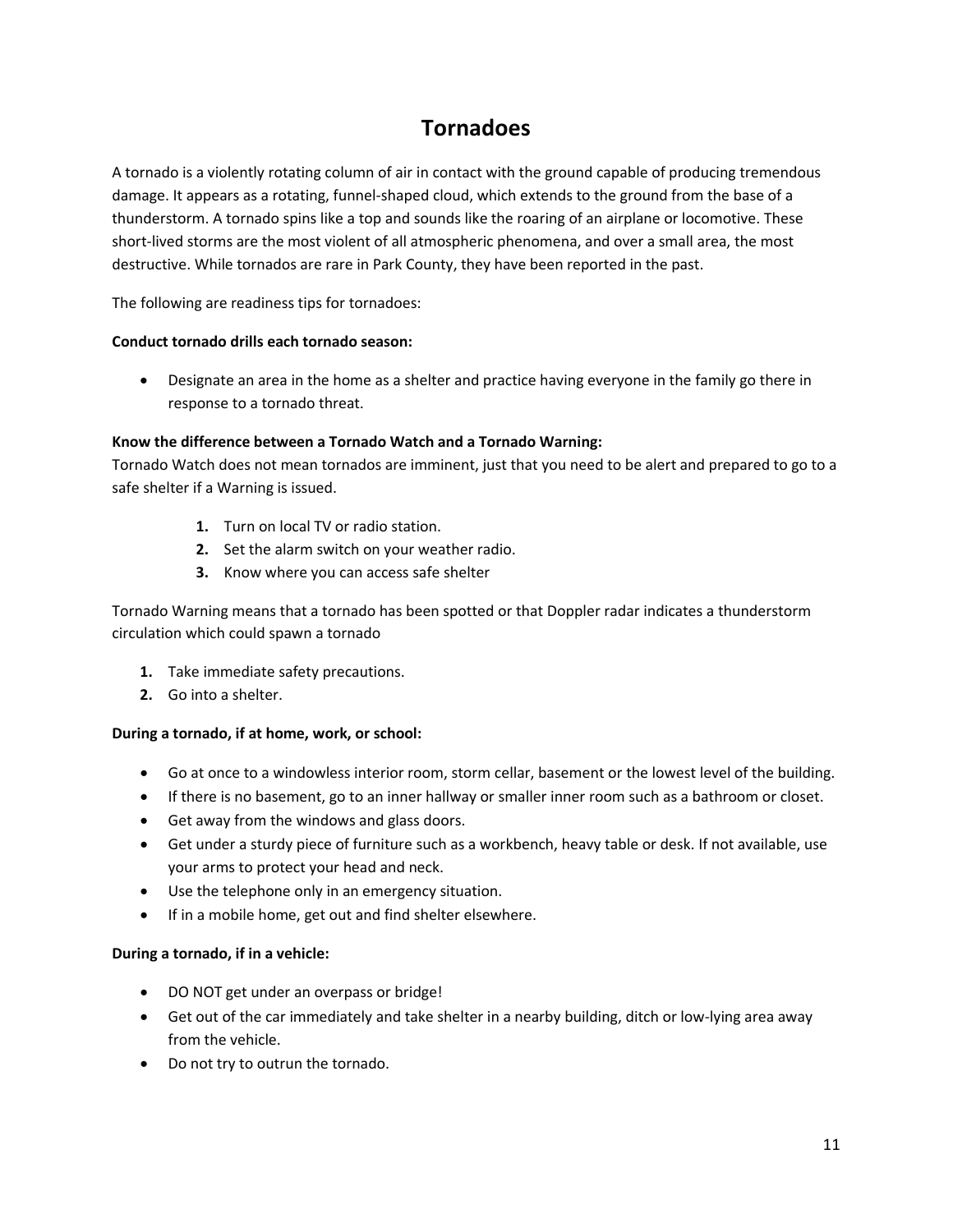# Tornadoes

A tornado is a violently rotating column of air in contact with the ground capable of producing tremendous damage. It appears as a rotating, funnel-shaped cloud, which extends to the ground from the base of a thunderstorm. A tornado spins like a top and sounds like the roaring of an airplane or locomotive. These short-lived storms are the most violent of all atmospheric phenomena, and over a small area, the most destructive. While tornados are rare in Park County, they have been reported in the past.

The following are readiness tips for tornadoes:

**Conduct tornado drills each tornado season:**

- Designate an area in the home as a shelter and practice having everyone in the family go there in response to a tornado threat.

**Know the difference between a Tornado Watch and a Tornado Warning:**
Tornado Watch does not mean tornados are imminent, just that you need to be alert and prepared to go to a safe shelter if a Warning is issued.

1. Turn on local TV or radio station.
2. Set the alarm switch on your weather radio.
3. Know where you can access safe shelter

Tornado Warning means that a tornado has been spotted or that Doppler radar indicates a thunderstorm circulation which could spawn a tornado

1. Take immediate safety precautions.
2. Go into a shelter.

**During a tornado, if at home, work, or school:**

- Go at once to a windowless interior room, storm cellar, basement or the lowest level of the building.
- If there is no basement, go to an inner hallway or smaller inner room such as a bathroom or closet.
- Get away from the windows and glass doors.
- Get under a sturdy piece of furniture such as a workbench, heavy table or desk. If not available, use your arms to protect your head and neck.
- Use the telephone only in an emergency situation.
- If in a mobile home, get out and find shelter elsewhere.

**During a tornado, if in a vehicle:**

- DO NOT get under an overpass or bridge!
- Get out of the car immediately and take shelter in a nearby building, ditch or low-lying area away from the vehicle.
- Do not try to outrun the tornado.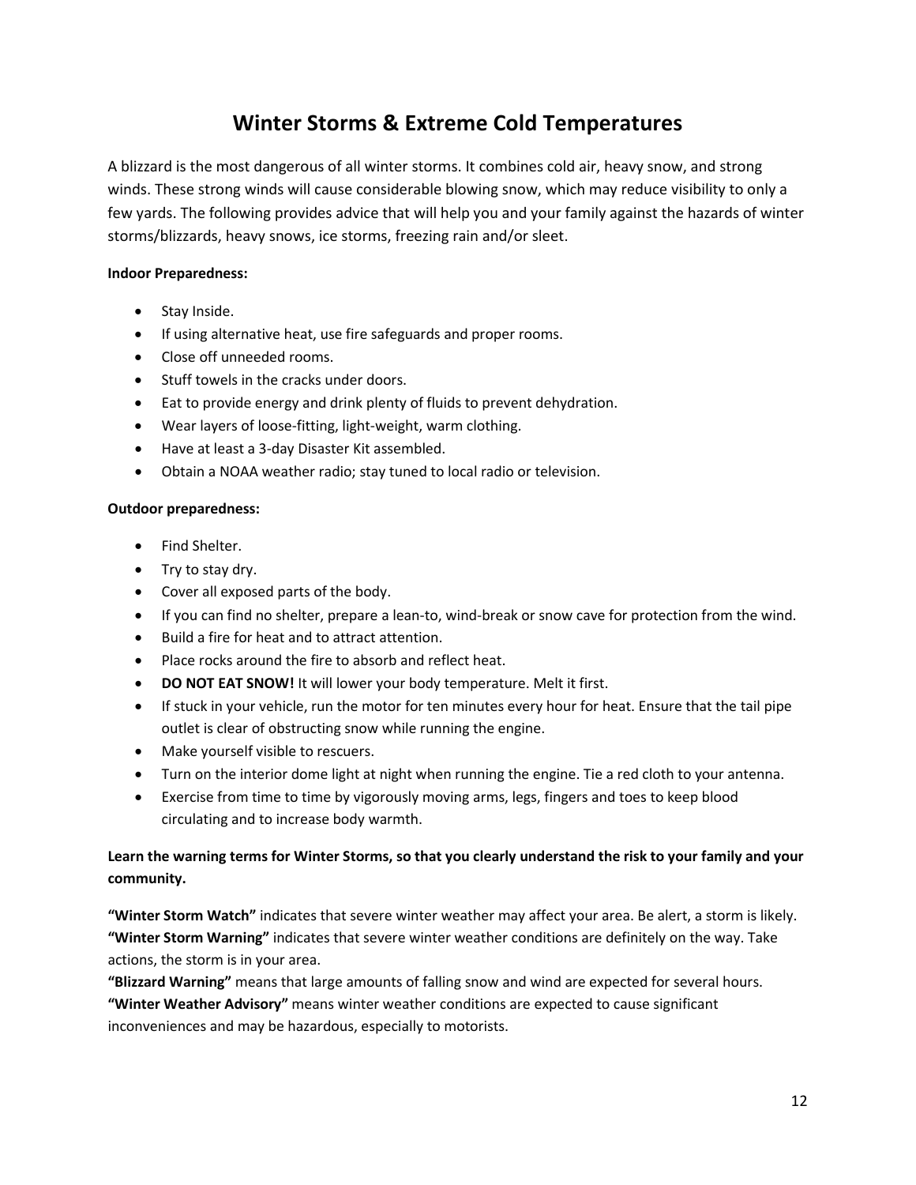# Winter Storms & Extreme Cold Temperatures

A blizzard is the most dangerous of all winter storms. It combines cold air, heavy snow, and strong winds. These strong winds will cause considerable blowing snow, which may reduce visibility to only a few yards. The following provides advice that will help you and your family against the hazards of winter storms/blizzards, heavy snows, ice storms, freezing rain and/or sleet.

**Indoor Preparedness:**

- Stay Inside.
- If using alternative heat, use fire safeguards and proper rooms.
- Close off unneeded rooms.
- Stuff towels in the cracks under doors.
- Eat to provide energy and drink plenty of fluids to prevent dehydration.
- Wear layers of loose-fitting, light-weight, warm clothing.
- Have at least a 3-day Disaster Kit assembled.
- Obtain a NOAA weather radio; stay tuned to local radio or television.

**Outdoor preparedness:**

- Find Shelter.
- Try to stay dry.
- Cover all exposed parts of the body.
- If you can find no shelter, prepare a lean-to, wind-break or snow cave for protection from the wind.
- Build a fire for heat and to attract attention.
- Place rocks around the fire to absorb and reflect heat.
- **DO NOT EAT SNOW!** It will lower your body temperature. Melt it first.
- If stuck in your vehicle, run the motor for ten minutes every hour for heat. Ensure that the tail pipe outlet is clear of obstructing snow while running the engine.
- Make yourself visible to rescuers.
- Turn on the interior dome light at night when running the engine. Tie a red cloth to your antenna.
- Exercise from time to time by vigorously moving arms, legs, fingers and toes to keep blood circulating and to increase body warmth.

**Learn the warning terms for Winter Storms, so that you clearly understand the risk to your family and your community.**

**"Winter Storm Watch"** indicates that severe winter weather may affect your area. Be alert, a storm is likely.
**"Winter Storm Warning"** indicates that severe winter weather conditions are definitely on the way. Take actions, the storm is in your area.
**"Blizzard Warning"** means that large amounts of falling snow and wind are expected for several hours.
**"Winter Weather Advisory"** means winter weather conditions are expected to cause significant inconveniences and may be hazardous, especially to motorists.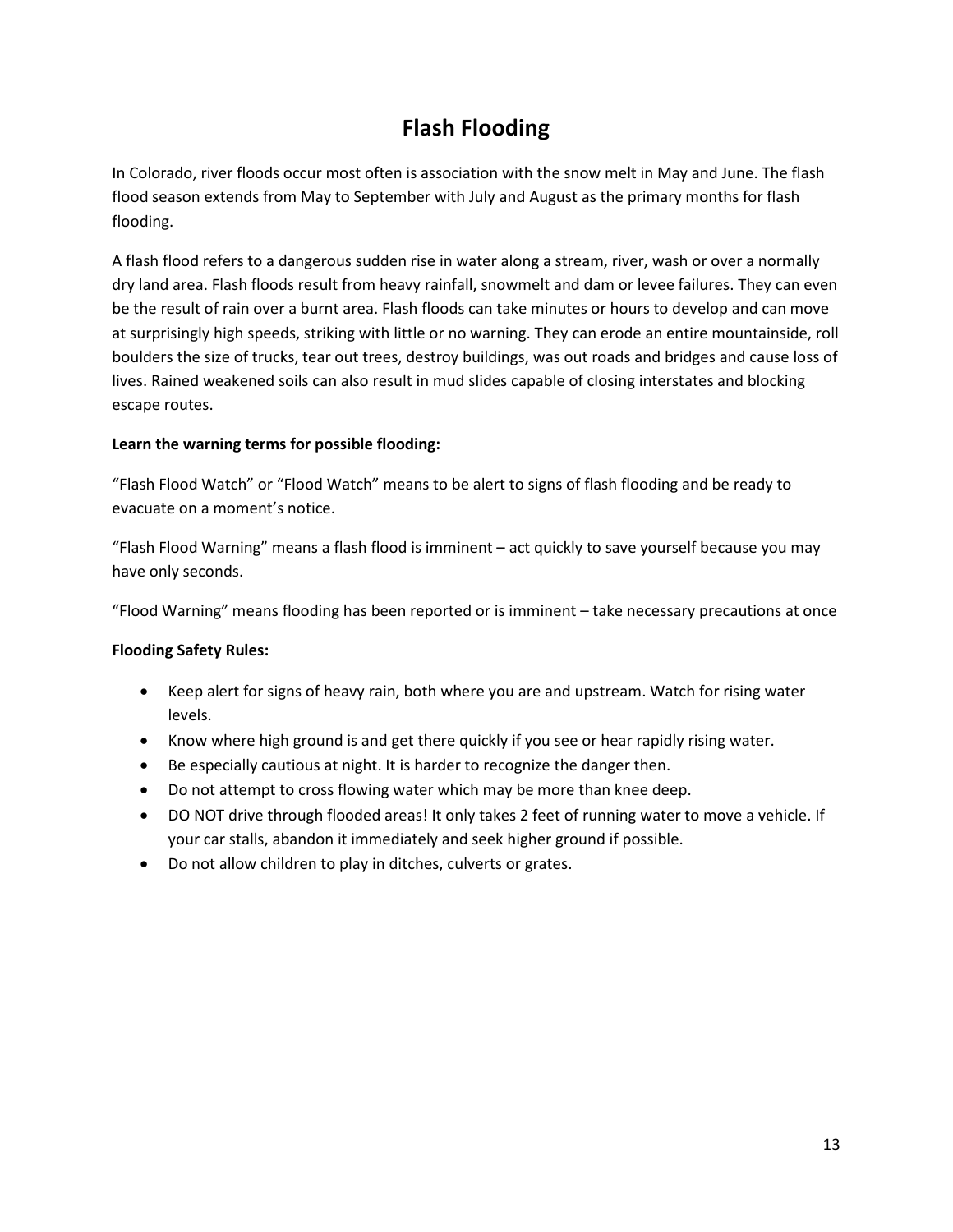# Flash Flooding

In Colorado, river floods occur most often is association with the snow melt in May and June. The flash flood season extends from May to September with July and August as the primary months for flash flooding.

A flash flood refers to a dangerous sudden rise in water along a stream, river, wash or over a normally dry land area. Flash floods result from heavy rainfall, snowmelt and dam or levee failures. They can even be the result of rain over a burnt area. Flash floods can take minutes or hours to develop and can move at surprisingly high speeds, striking with little or no warning. They can erode an entire mountainside, roll boulders the size of trucks, tear out trees, destroy buildings, was out roads and bridges and cause loss of lives. Rained weakened soils can also result in mud slides capable of closing interstates and blocking escape routes.

**Learn the warning terms for possible flooding:**

"Flash Flood Watch" or "Flood Watch" means to be alert to signs of flash flooding and be ready to evacuate on a moment's notice.

"Flash Flood Warning" means a flash flood is imminent – act quickly to save yourself because you may have only seconds.

"Flood Warning" means flooding has been reported or is imminent – take necessary precautions at once

**Flooding Safety Rules:**

- Keep alert for signs of heavy rain, both where you are and upstream. Watch for rising water levels.
- Know where high ground is and get there quickly if you see or hear rapidly rising water.
- Be especially cautious at night. It is harder to recognize the danger then.
- Do not attempt to cross flowing water which may be more than knee deep.
- DO NOT drive through flooded areas! It only takes 2 feet of running water to move a vehicle. If your car stalls, abandon it immediately and seek higher ground if possible.
- Do not allow children to play in ditches, culverts or grates.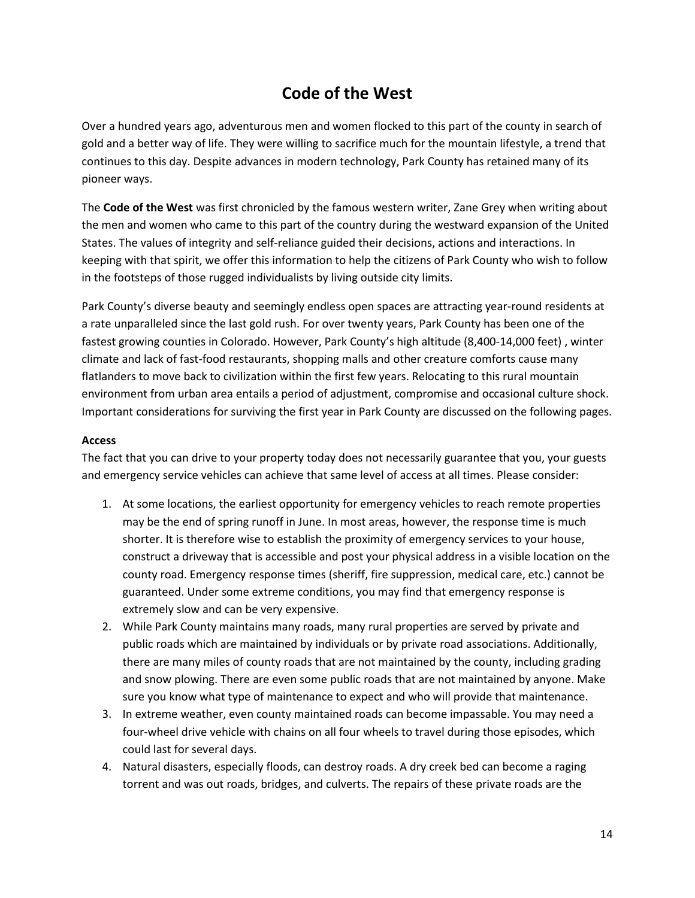# Code of the West

Over a hundred years ago, adventurous men and women flocked to this part of the county in search of gold and a better way of life. They were willing to sacrifice much for the mountain lifestyle, a trend that continues to this day. Despite advances in modern technology, Park County has retained many of its pioneer ways.

The **Code of the West** was first chronicled by the famous western writer, Zane Grey when writing about the men and women who came to this part of the country during the westward expansion of the United States. The values of integrity and self-reliance guided their decisions, actions and interactions. In keeping with that spirit, we offer this information to help the citizens of Park County who wish to follow in the footsteps of those rugged individualists by living outside city limits.

Park County's diverse beauty and seemingly endless open spaces are attracting year-round residents at a rate unparalleled since the last gold rush. For over twenty years, Park County has been one of the fastest growing counties in Colorado. However, Park County's high altitude (8,400-14,000 feet) , winter climate and lack of fast-food restaurants, shopping malls and other creature comforts cause many flatlanders to move back to civilization within the first few years. Relocating to this rural mountain environment from urban area entails a period of adjustment, compromise and occasional culture shock. Important considerations for surviving the first year in Park County are discussed on the following pages.

**Access**

The fact that you can drive to your property today does not necessarily guarantee that you, your guests and emergency service vehicles can achieve that same level of access at all times. Please consider:

1. At some locations, the earliest opportunity for emergency vehicles to reach remote properties may be the end of spring runoff in June. In most areas, however, the response time is much shorter. It is therefore wise to establish the proximity of emergency services to your house, construct a driveway that is accessible and post your physical address in a visible location on the county road. Emergency response times (sheriff, fire suppression, medical care, etc.) cannot be guaranteed. Under some extreme conditions, you may find that emergency response is extremely slow and can be very expensive.
2. While Park County maintains many roads, many rural properties are served by private and public roads which are maintained by individuals or by private road associations. Additionally, there are many miles of county roads that are not maintained by the county, including grading and snow plowing. There are even some public roads that are not maintained by anyone. Make sure you know what type of maintenance to expect and who will provide that maintenance.
3. In extreme weather, even county maintained roads can become impassable. You may need a four-wheel drive vehicle with chains on all four wheels to travel during those episodes, which could last for several days.
4. Natural disasters, especially floods, can destroy roads. A dry creek bed can become a raging torrent and was out roads, bridges, and culverts. The repairs of these private roads are the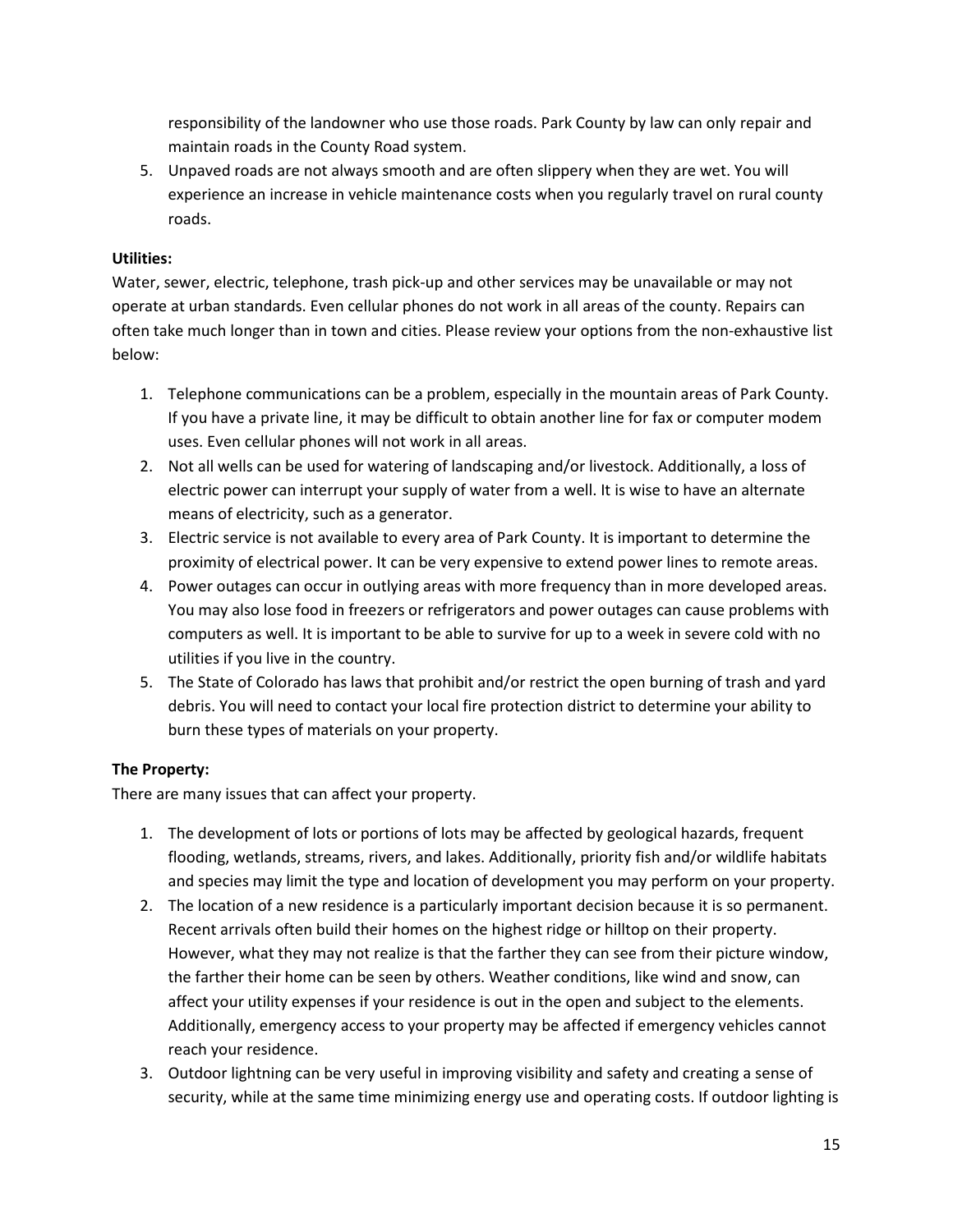responsibility of the landowner who use those roads. Park County by law can only repair and maintain roads in the County Road system.

5. Unpaved roads are not always smooth and are often slippery when they are wet. You will experience an increase in vehicle maintenance costs when you regularly travel on rural county roads.

**Utilities:**

Water, sewer, electric, telephone, trash pick-up and other services may be unavailable or may not operate at urban standards. Even cellular phones do not work in all areas of the county. Repairs can often take much longer than in town and cities. Please review your options from the non-exhaustive list below:

1. Telephone communications can be a problem, especially in the mountain areas of Park County. If you have a private line, it may be difficult to obtain another line for fax or computer modem uses. Even cellular phones will not work in all areas.
2. Not all wells can be used for watering of landscaping and/or livestock. Additionally, a loss of electric power can interrupt your supply of water from a well. It is wise to have an alternate means of electricity, such as a generator.
3. Electric service is not available to every area of Park County. It is important to determine the proximity of electrical power. It can be very expensive to extend power lines to remote areas.
4. Power outages can occur in outlying areas with more frequency than in more developed areas. You may also lose food in freezers or refrigerators and power outages can cause problems with computers as well. It is important to be able to survive for up to a week in severe cold with no utilities if you live in the country.
5. The State of Colorado has laws that prohibit and/or restrict the open burning of trash and yard debris. You will need to contact your local fire protection district to determine your ability to burn these types of materials on your property.

**The Property:**

There are many issues that can affect your property.

1. The development of lots or portions of lots may be affected by geological hazards, frequent flooding, wetlands, streams, rivers, and lakes. Additionally, priority fish and/or wildlife habitats and species may limit the type and location of development you may perform on your property.
2. The location of a new residence is a particularly important decision because it is so permanent. Recent arrivals often build their homes on the highest ridge or hilltop on their property. However, what they may not realize is that the farther they can see from their picture window, the farther their home can be seen by others. Weather conditions, like wind and snow, can affect your utility expenses if your residence is out in the open and subject to the elements. Additionally, emergency access to your property may be affected if emergency vehicles cannot reach your residence.
3. Outdoor lightning can be very useful in improving visibility and safety and creating a sense of security, while at the same time minimizing energy use and operating costs. If outdoor lighting is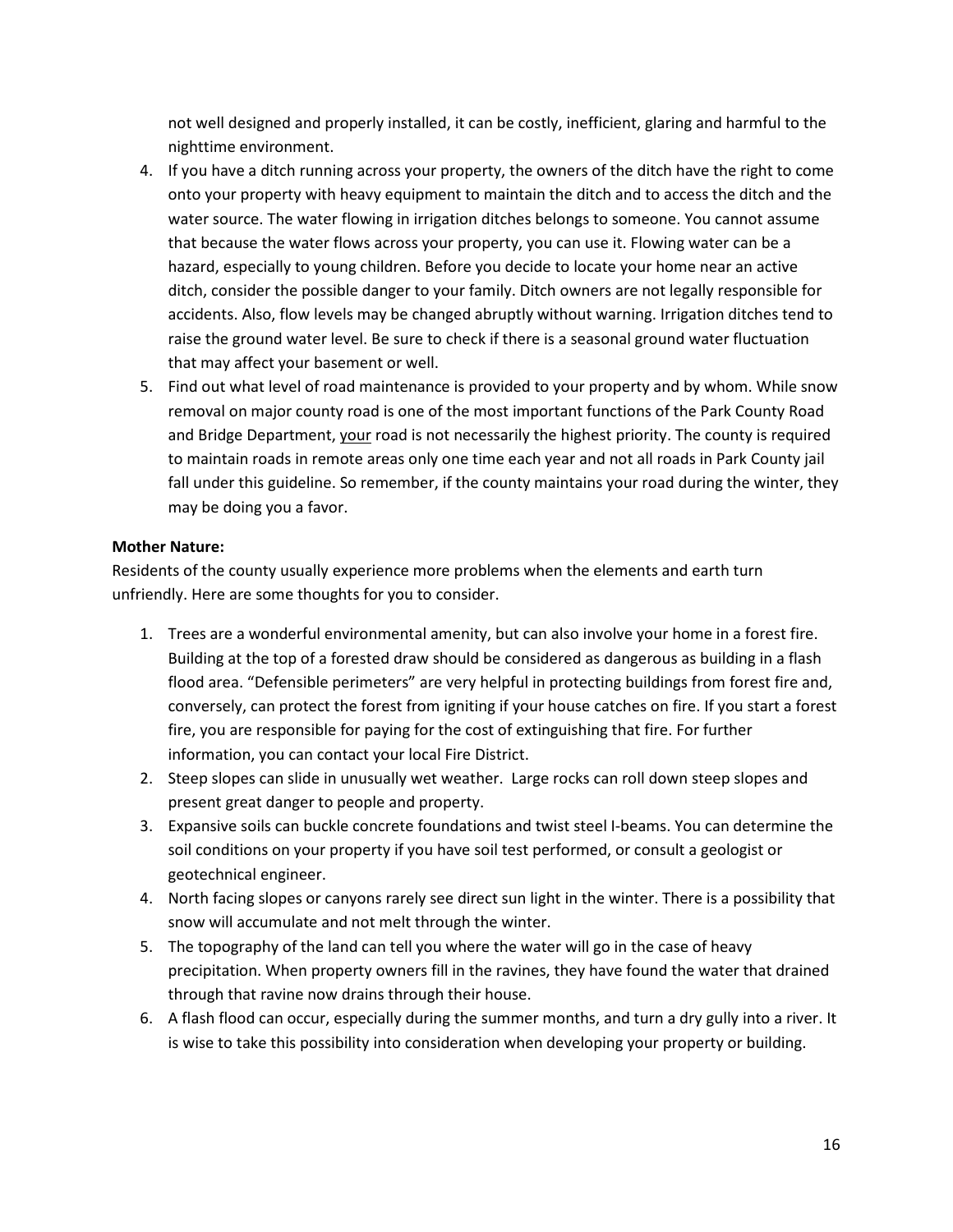not well designed and properly installed, it can be costly, inefficient, glaring and harmful to the nighttime environment.

4. If you have a ditch running across your property, the owners of the ditch have the right to come onto your property with heavy equipment to maintain the ditch and to access the ditch and the water source. The water flowing in irrigation ditches belongs to someone. You cannot assume that because the water flows across your property, you can use it. Flowing water can be a hazard, especially to young children. Before you decide to locate your home near an active ditch, consider the possible danger to your family. Ditch owners are not legally responsible for accidents. Also, flow levels may be changed abruptly without warning. Irrigation ditches tend to raise the ground water level. Be sure to check if there is a seasonal ground water fluctuation that may affect your basement or well.
5. Find out what level of road maintenance is provided to your property and by whom. While snow removal on major county road is one of the most important functions of the Park County Road and Bridge Department, <u>your</u> road is not necessarily the highest priority. The county is required to maintain roads in remote areas only one time each year and not all roads in Park County jail fall under this guideline. So remember, if the county maintains your road during the winter, they may be doing you a favor.

**Mother Nature:**

Residents of the county usually experience more problems when the elements and earth turn unfriendly. Here are some thoughts for you to consider.

1. Trees are a wonderful environmental amenity, but can also involve your home in a forest fire. Building at the top of a forested draw should be considered as dangerous as building in a flash flood area. "Defensible perimeters" are very helpful in protecting buildings from forest fire and, conversely, can protect the forest from igniting if your house catches on fire. If you start a forest fire, you are responsible for paying for the cost of extinguishing that fire. For further information, you can contact your local Fire District.
2. Steep slopes can slide in unusually wet weather. Large rocks can roll down steep slopes and present great danger to people and property.
3. Expansive soils can buckle concrete foundations and twist steel I-beams. You can determine the soil conditions on your property if you have soil test performed, or consult a geologist or geotechnical engineer.
4. North facing slopes or canyons rarely see direct sun light in the winter. There is a possibility that snow will accumulate and not melt through the winter.
5. The topography of the land can tell you where the water will go in the case of heavy precipitation. When property owners fill in the ravines, they have found the water that drained through that ravine now drains through their house.
6. A flash flood can occur, especially during the summer months, and turn a dry gully into a river. It is wise to take this possibility into consideration when developing your property or building.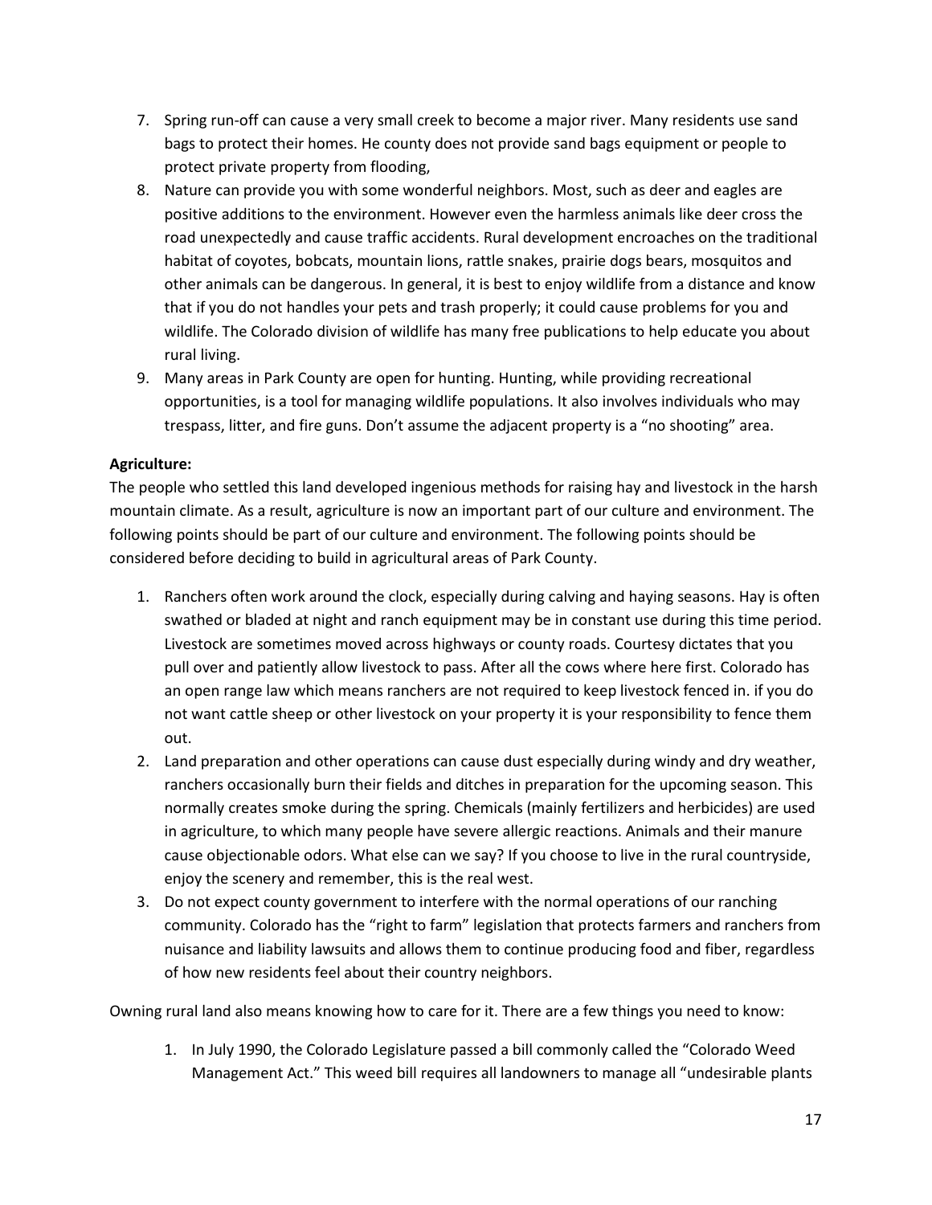7. Spring run-off can cause a very small creek to become a major river. Many residents use sand bags to protect their homes. He county does not provide sand bags equipment or people to protect private property from flooding,
8. Nature can provide you with some wonderful neighbors. Most, such as deer and eagles are positive additions to the environment. However even the harmless animals like deer cross the road unexpectedly and cause traffic accidents. Rural development encroaches on the traditional habitat of coyotes, bobcats, mountain lions, rattle snakes, prairie dogs bears, mosquitos and other animals can be dangerous. In general, it is best to enjoy wildlife from a distance and know that if you do not handles your pets and trash properly; it could cause problems for you and wildlife. The Colorado division of wildlife has many free publications to help educate you about rural living.
9. Many areas in Park County are open for hunting. Hunting, while providing recreational opportunities, is a tool for managing wildlife populations. It also involves individuals who may trespass, litter, and fire guns. Don't assume the adjacent property is a "no shooting" area.

**Agriculture:**

The people who settled this land developed ingenious methods for raising hay and livestock in the harsh mountain climate. As a result, agriculture is now an important part of our culture and environment. The following points should be part of our culture and environment. The following points should be considered before deciding to build in agricultural areas of Park County.

1. Ranchers often work around the clock, especially during calving and haying seasons. Hay is often swathed or bladed at night and ranch equipment may be in constant use during this time period. Livestock are sometimes moved across highways or county roads. Courtesy dictates that you pull over and patiently allow livestock to pass. After all the cows where here first. Colorado has an open range law which means ranchers are not required to keep livestock fenced in. if you do not want cattle sheep or other livestock on your property it is your responsibility to fence them out.
2. Land preparation and other operations can cause dust especially during windy and dry weather, ranchers occasionally burn their fields and ditches in preparation for the upcoming season. This normally creates smoke during the spring. Chemicals (mainly fertilizers and herbicides) are used in agriculture, to which many people have severe allergic reactions. Animals and their manure cause objectionable odors. What else can we say? If you choose to live in the rural countryside, enjoy the scenery and remember, this is the real west.
3. Do not expect county government to interfere with the normal operations of our ranching community. Colorado has the "right to farm" legislation that protects farmers and ranchers from nuisance and liability lawsuits and allows them to continue producing food and fiber, regardless of how new residents feel about their country neighbors.

Owning rural land also means knowing how to care for it. There are a few things you need to know:

1. In July 1990, the Colorado Legislature passed a bill commonly called the "Colorado Weed Management Act." This weed bill requires all landowners to manage all "undesirable plants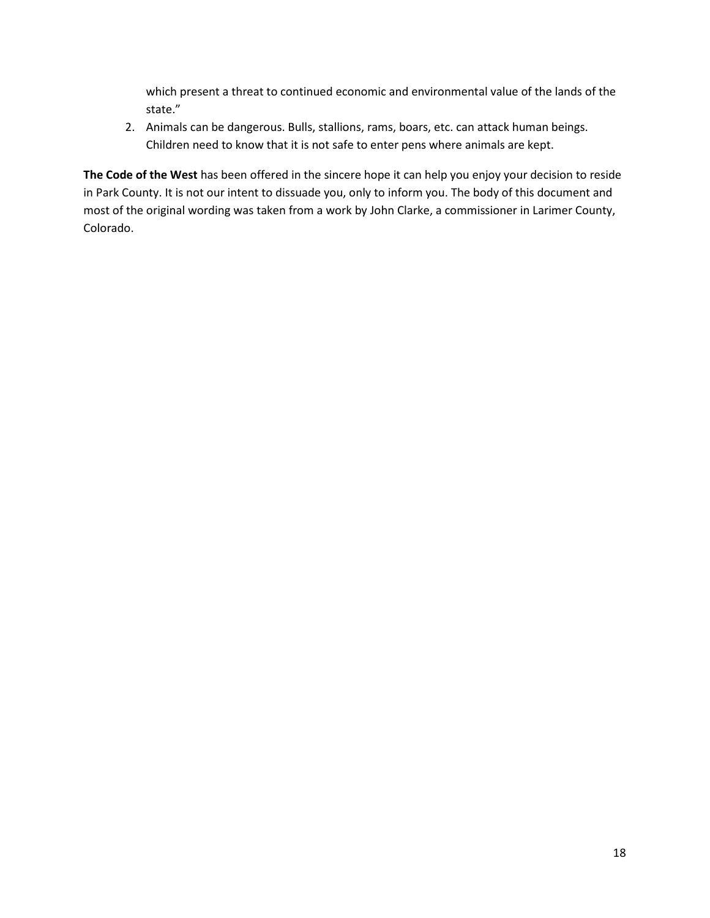which present a threat to continued economic and environmental value of the lands of the state."

2. Animals can be dangerous. Bulls, stallions, rams, boars, etc. can attack human beings. Children need to know that it is not safe to enter pens where animals are kept.

**The Code of the West** has been offered in the sincere hope it can help you enjoy your decision to reside in Park County. It is not our intent to dissuade you, only to inform you. The body of this document and most of the original wording was taken from a work by John Clarke, a commissioner in Larimer County, Colorado.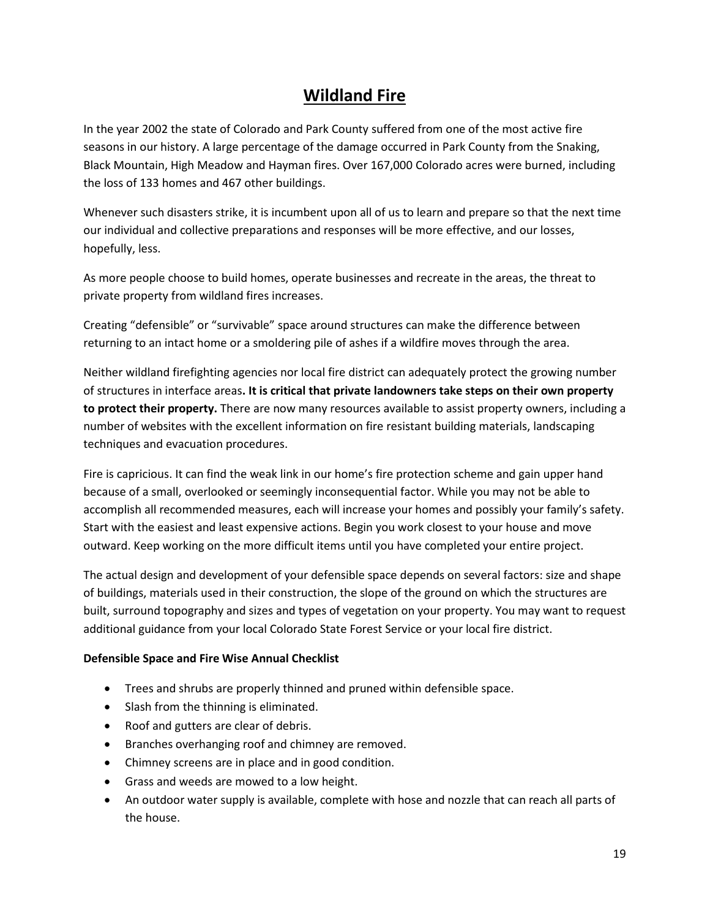# Wildland Fire

In the year 2002 the state of Colorado and Park County suffered from one of the most active fire seasons in our history. A large percentage of the damage occurred in Park County from the Snaking, Black Mountain, High Meadow and Hayman fires. Over 167,000 Colorado acres were burned, including the loss of 133 homes and 467 other buildings.

Whenever such disasters strike, it is incumbent upon all of us to learn and prepare so that the next time our individual and collective preparations and responses will be more effective, and our losses, hopefully, less.

As more people choose to build homes, operate businesses and recreate in the areas, the threat to private property from wildland fires increases.

Creating “defensible” or “survivable” space around structures can make the difference between returning to an intact home or a smoldering pile of ashes if a wildfire moves through the area.

Neither wildland firefighting agencies nor local fire district can adequately protect the growing number of structures in interface areas**. It is critical that private landowners take steps on their own property to protect their property.** There are now many resources available to assist property owners, including a number of websites with the excellent information on fire resistant building materials, landscaping techniques and evacuation procedures.

Fire is capricious. It can find the weak link in our home’s fire protection scheme and gain upper hand because of a small, overlooked or seemingly inconsequential factor. While you may not be able to accomplish all recommended measures, each will increase your homes and possibly your family’s safety. Start with the easiest and least expensive actions. Begin you work closest to your house and move outward. Keep working on the more difficult items until you have completed your entire project.

The actual design and development of your defensible space depends on several factors: size and shape of buildings, materials used in their construction, the slope of the ground on which the structures are built, surround topography and sizes and types of vegetation on your property. You may want to request additional guidance from your local Colorado State Forest Service or your local fire district.

**Defensible Space and Fire Wise Annual Checklist**

- Trees and shrubs are properly thinned and pruned within defensible space.
- Slash from the thinning is eliminated.
- Roof and gutters are clear of debris.
- Branches overhanging roof and chimney are removed.
- Chimney screens are in place and in good condition.
- Grass and weeds are mowed to a low height.
- An outdoor water supply is available, complete with hose and nozzle that can reach all parts of the house.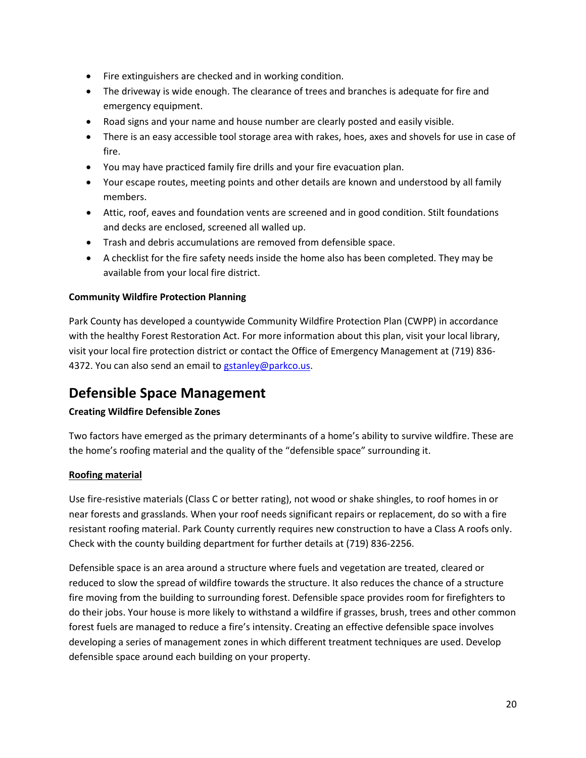- Fire extinguishers are checked and in working condition.
- The driveway is wide enough. The clearance of trees and branches is adequate for fire and emergency equipment.
- Road signs and your name and house number are clearly posted and easily visible.
- There is an easy accessible tool storage area with rakes, hoes, axes and shovels for use in case of fire.
- You may have practiced family fire drills and your fire evacuation plan.
- Your escape routes, meeting points and other details are known and understood by all family members.
- Attic, roof, eaves and foundation vents are screened and in good condition. Stilt foundations and decks are enclosed, screened all walled up.
- Trash and debris accumulations are removed from defensible space.
- A checklist for the fire safety needs inside the home also has been completed. They may be available from your local fire district.

**Community Wildfire Protection Planning**

Park County has developed a countywide Community Wildfire Protection Plan (CWPP) in accordance with the healthy Forest Restoration Act. For more information about this plan, visit your local library, visit your local fire protection district or contact the Office of Emergency Management at (719) 836-4372. You can also send an email to gstanley@parkco.us.

## Defensible Space Management

**Creating Wildfire Defensible Zones**

Two factors have emerged as the primary determinants of a home's ability to survive wildfire. These are the home's roofing material and the quality of the "defensible space" surrounding it.

**Roofing material**

Use fire-resistive materials (Class C or better rating), not wood or shake shingles, to roof homes in or near forests and grasslands. When your roof needs significant repairs or replacement, do so with a fire resistant roofing material. Park County currently requires new construction to have a Class A roofs only. Check with the county building department for further details at (719) 836-2256.

Defensible space is an area around a structure where fuels and vegetation are treated, cleared or reduced to slow the spread of wildfire towards the structure. It also reduces the chance of a structure fire moving from the building to surrounding forest. Defensible space provides room for firefighters to do their jobs. Your house is more likely to withstand a wildfire if grasses, brush, trees and other common forest fuels are managed to reduce a fire's intensity. Creating an effective defensible space involves developing a series of management zones in which different treatment techniques are used. Develop defensible space around each building on your property.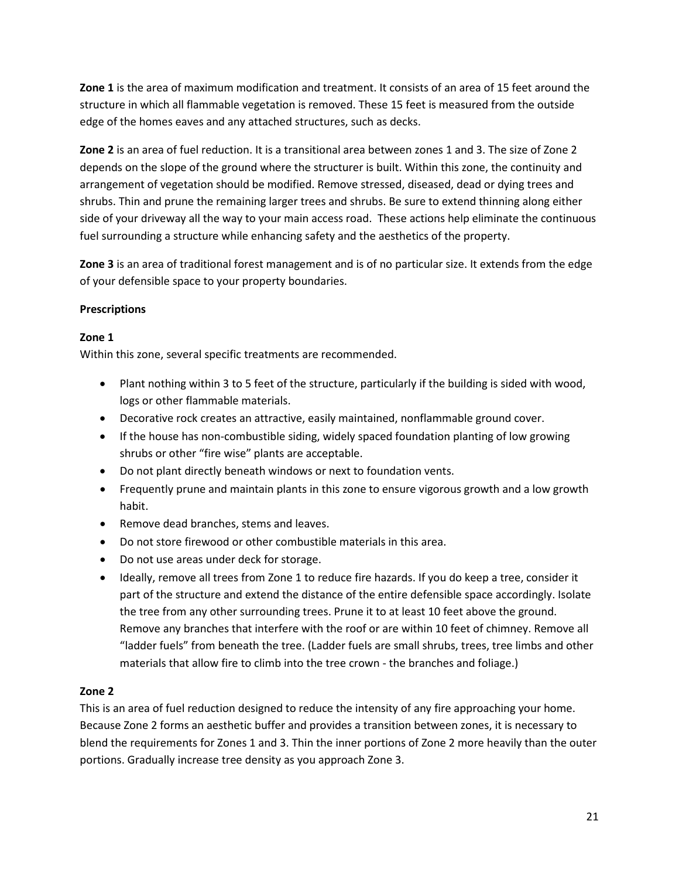**Zone 1** is the area of maximum modification and treatment. It consists of an area of 15 feet around the structure in which all flammable vegetation is removed. These 15 feet is measured from the outside edge of the homes eaves and any attached structures, such as decks.

**Zone 2** is an area of fuel reduction. It is a transitional area between zones 1 and 3. The size of Zone 2 depends on the slope of the ground where the structurer is built. Within this zone, the continuity and arrangement of vegetation should be modified. Remove stressed, diseased, dead or dying trees and shrubs. Thin and prune the remaining larger trees and shrubs. Be sure to extend thinning along either side of your driveway all the way to your main access road. These actions help eliminate the continuous fuel surrounding a structure while enhancing safety and the aesthetics of the property.

**Zone 3** is an area of traditional forest management and is of no particular size. It extends from the edge of your defensible space to your property boundaries.

**Prescriptions**

**Zone 1**

Within this zone, several specific treatments are recommended.

- Plant nothing within 3 to 5 feet of the structure, particularly if the building is sided with wood, logs or other flammable materials.
- Decorative rock creates an attractive, easily maintained, nonflammable ground cover.
- If the house has non-combustible siding, widely spaced foundation planting of low growing shrubs or other "fire wise" plants are acceptable.
- Do not plant directly beneath windows or next to foundation vents.
- Frequently prune and maintain plants in this zone to ensure vigorous growth and a low growth habit.
- Remove dead branches, stems and leaves.
- Do not store firewood or other combustible materials in this area.
- Do not use areas under deck for storage.
- Ideally, remove all trees from Zone 1 to reduce fire hazards. If you do keep a tree, consider it part of the structure and extend the distance of the entire defensible space accordingly. Isolate the tree from any other surrounding trees. Prune it to at least 10 feet above the ground. Remove any branches that interfere with the roof or are within 10 feet of chimney. Remove all "ladder fuels" from beneath the tree. (Ladder fuels are small shrubs, trees, tree limbs and other materials that allow fire to climb into the tree crown - the branches and foliage.)

**Zone 2**

This is an area of fuel reduction designed to reduce the intensity of any fire approaching your home. Because Zone 2 forms an aesthetic buffer and provides a transition between zones, it is necessary to blend the requirements for Zones 1 and 3. Thin the inner portions of Zone 2 more heavily than the outer portions. Gradually increase tree density as you approach Zone 3.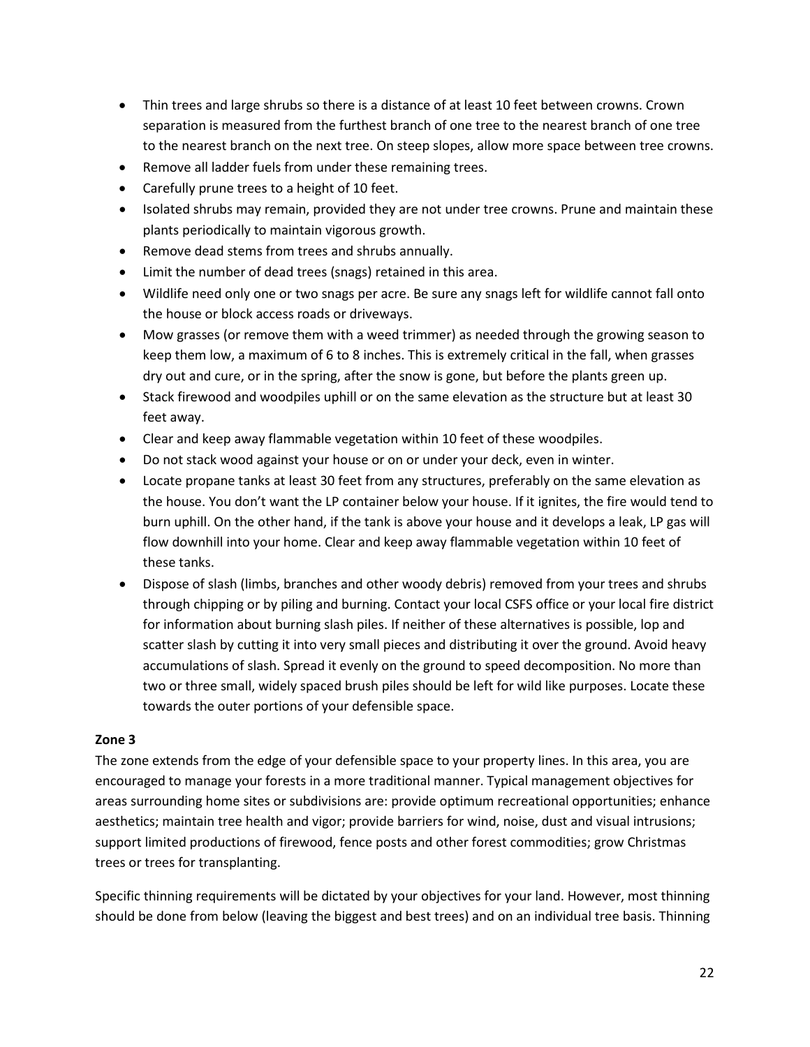- Thin trees and large shrubs so there is a distance of at least 10 feet between crowns. Crown separation is measured from the furthest branch of one tree to the nearest branch of one tree to the nearest branch on the next tree. On steep slopes, allow more space between tree crowns.
- Remove all ladder fuels from under these remaining trees.
- Carefully prune trees to a height of 10 feet.
- Isolated shrubs may remain, provided they are not under tree crowns. Prune and maintain these plants periodically to maintain vigorous growth.
- Remove dead stems from trees and shrubs annually.
- Limit the number of dead trees (snags) retained in this area.
- Wildlife need only one or two snags per acre. Be sure any snags left for wildlife cannot fall onto the house or block access roads or driveways.
- Mow grasses (or remove them with a weed trimmer) as needed through the growing season to keep them low, a maximum of 6 to 8 inches. This is extremely critical in the fall, when grasses dry out and cure, or in the spring, after the snow is gone, but before the plants green up.
- Stack firewood and woodpiles uphill or on the same elevation as the structure but at least 30 feet away.
- Clear and keep away flammable vegetation within 10 feet of these woodpiles.
- Do not stack wood against your house or on or under your deck, even in winter.
- Locate propane tanks at least 30 feet from any structures, preferably on the same elevation as the house. You don't want the LP container below your house. If it ignites, the fire would tend to burn uphill. On the other hand, if the tank is above your house and it develops a leak, LP gas will flow downhill into your home. Clear and keep away flammable vegetation within 10 feet of these tanks.
- Dispose of slash (limbs, branches and other woody debris) removed from your trees and shrubs through chipping or by piling and burning. Contact your local CSFS office or your local fire district for information about burning slash piles. If neither of these alternatives is possible, lop and scatter slash by cutting it into very small pieces and distributing it over the ground. Avoid heavy accumulations of slash. Spread it evenly on the ground to speed decomposition. No more than two or three small, widely spaced brush piles should be left for wild like purposes. Locate these towards the outer portions of your defensible space.

**Zone 3**

The zone extends from the edge of your defensible space to your property lines. In this area, you are encouraged to manage your forests in a more traditional manner. Typical management objectives for areas surrounding home sites or subdivisions are: provide optimum recreational opportunities; enhance aesthetics; maintain tree health and vigor; provide barriers for wind, noise, dust and visual intrusions; support limited productions of firewood, fence posts and other forest commodities; grow Christmas trees or trees for transplanting.

Specific thinning requirements will be dictated by your objectives for your land. However, most thinning should be done from below (leaving the biggest and best trees) and on an individual tree basis. Thinning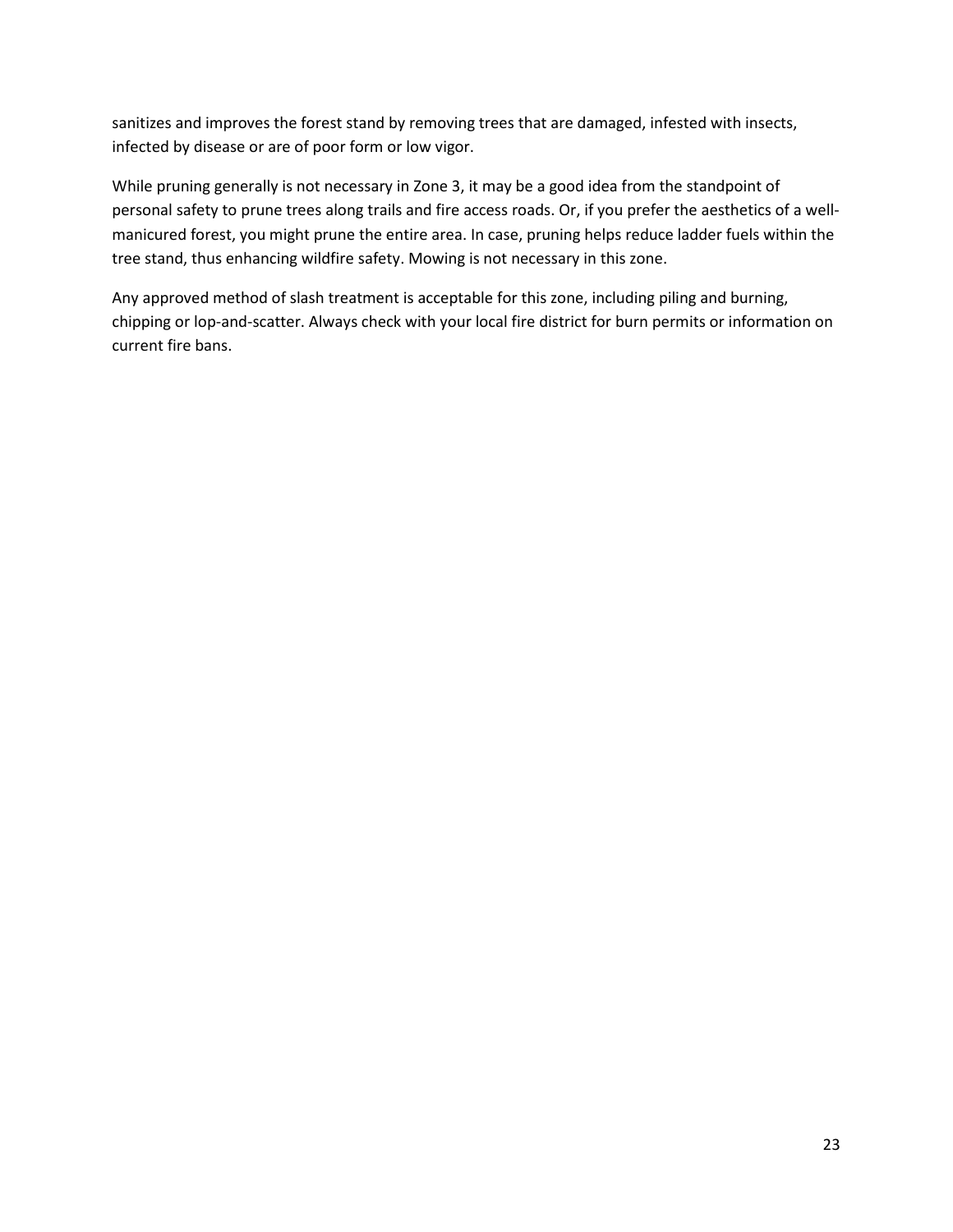sanitizes and improves the forest stand by removing trees that are damaged, infested with insects, infected by disease or are of poor form or low vigor.

While pruning generally is not necessary in Zone 3, it may be a good idea from the standpoint of personal safety to prune trees along trails and fire access roads. Or, if you prefer the aesthetics of a well-manicured forest, you might prune the entire area. In case, pruning helps reduce ladder fuels within the tree stand, thus enhancing wildfire safety. Mowing is not necessary in this zone.

Any approved method of slash treatment is acceptable for this zone, including piling and burning, chipping or lop-and-scatter. Always check with your local fire district for burn permits or information on current fire bans.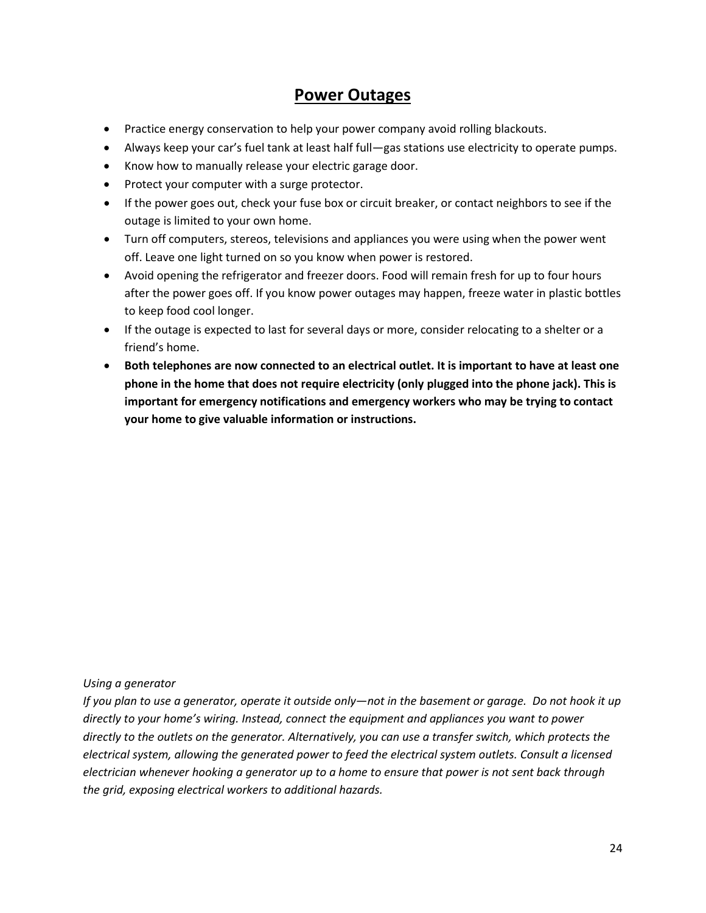# Power Outages

- Practice energy conservation to help your power company avoid rolling blackouts.
- Always keep your car's fuel tank at least half full—gas stations use electricity to operate pumps.
- Know how to manually release your electric garage door.
- Protect your computer with a surge protector.
- If the power goes out, check your fuse box or circuit breaker, or contact neighbors to see if the outage is limited to your own home.
- Turn off computers, stereos, televisions and appliances you were using when the power went off. Leave one light turned on so you know when power is restored.
- Avoid opening the refrigerator and freezer doors. Food will remain fresh for up to four hours after the power goes off. If you know power outages may happen, freeze water in plastic bottles to keep food cool longer.
- If the outage is expected to last for several days or more, consider relocating to a shelter or a friend's home.
- **Both telephones are now connected to an electrical outlet. It is important to have at least one phone in the home that does not require electricity (only plugged into the phone jack). This is important for emergency notifications and emergency workers who may be trying to contact your home to give valuable information or instructions.**

*Using a generator*

*If you plan to use a generator, operate it outside only—not in the basement or garage. Do not hook it up directly to your home's wiring. Instead, connect the equipment and appliances you want to power directly to the outlets on the generator. Alternatively, you can use a transfer switch, which protects the electrical system, allowing the generated power to feed the electrical system outlets. Consult a licensed electrician whenever hooking a generator up to a home to ensure that power is not sent back through the grid, exposing electrical workers to additional hazards.*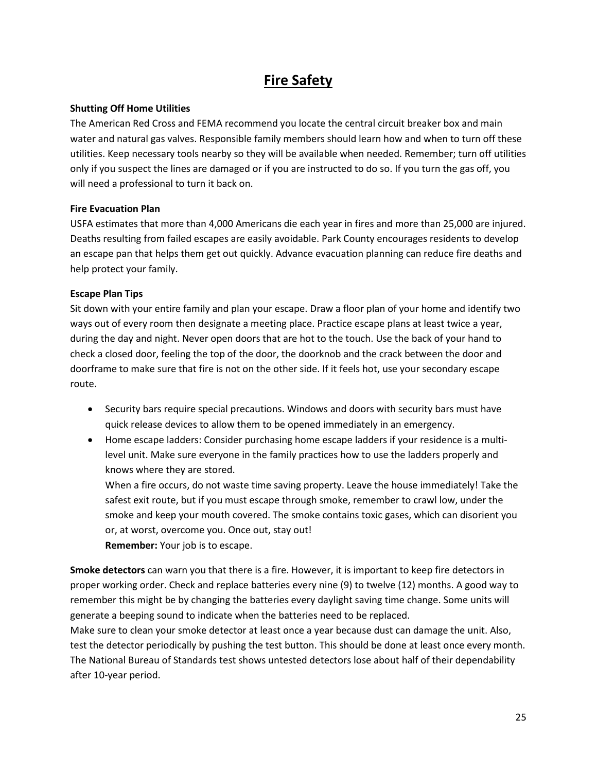# Fire Safety

**Shutting Off Home Utilities**

The American Red Cross and FEMA recommend you locate the central circuit breaker box and main water and natural gas valves. Responsible family members should learn how and when to turn off these utilities. Keep necessary tools nearby so they will be available when needed. Remember; turn off utilities only if you suspect the lines are damaged or if you are instructed to do so. If you turn the gas off, you will need a professional to turn it back on.

**Fire Evacuation Plan**

USFA estimates that more than 4,000 Americans die each year in fires and more than 25,000 are injured. Deaths resulting from failed escapes are easily avoidable. Park County encourages residents to develop an escape pan that helps them get out quickly. Advance evacuation planning can reduce fire deaths and help protect your family.

**Escape Plan Tips**

Sit down with your entire family and plan your escape. Draw a floor plan of your home and identify two ways out of every room then designate a meeting place. Practice escape plans at least twice a year, during the day and night. Never open doors that are hot to the touch. Use the back of your hand to check a closed door, feeling the top of the door, the doorknob and the crack between the door and doorframe to make sure that fire is not on the other side. If it feels hot, use your secondary escape route.

- Security bars require special precautions. Windows and doors with security bars must have quick release devices to allow them to be opened immediately in an emergency.
- Home escape ladders: Consider purchasing home escape ladders if your residence is a multi-level unit. Make sure everyone in the family practices how to use the ladders properly and knows where they are stored.

  When a fire occurs, do not waste time saving property. Leave the house immediately! Take the safest exit route, but if you must escape through smoke, remember to crawl low, under the smoke and keep your mouth covered. The smoke contains toxic gases, which can disorient you or, at worst, overcome you. Once out, stay out!

  **Remember:** Your job is to escape.

**Smoke detectors** can warn you that there is a fire. However, it is important to keep fire detectors in proper working order. Check and replace batteries every nine (9) to twelve (12) months. A good way to remember this might be by changing the batteries every daylight saving time change. Some units will generate a beeping sound to indicate when the batteries need to be replaced.

Make sure to clean your smoke detector at least once a year because dust can damage the unit. Also, test the detector periodically by pushing the test button. This should be done at least once every month. The National Bureau of Standards test shows untested detectors lose about half of their dependability after 10-year period.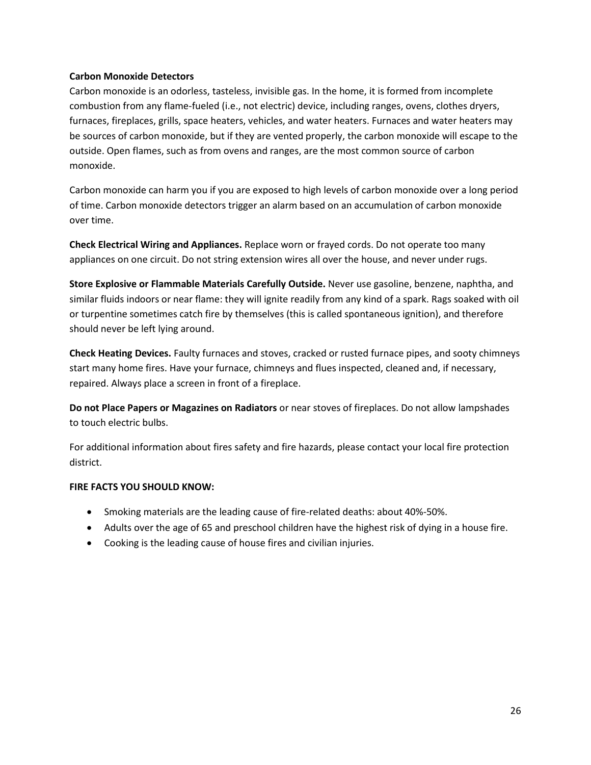**Carbon Monoxide Detectors**

Carbon monoxide is an odorless, tasteless, invisible gas. In the home, it is formed from incomplete combustion from any flame-fueled (i.e., not electric) device, including ranges, ovens, clothes dryers, furnaces, fireplaces, grills, space heaters, vehicles, and water heaters. Furnaces and water heaters may be sources of carbon monoxide, but if they are vented properly, the carbon monoxide will escape to the outside. Open flames, such as from ovens and ranges, are the most common source of carbon monoxide.

Carbon monoxide can harm you if you are exposed to high levels of carbon monoxide over a long period of time. Carbon monoxide detectors trigger an alarm based on an accumulation of carbon monoxide over time.

**Check Electrical Wiring and Appliances.** Replace worn or frayed cords. Do not operate too many appliances on one circuit. Do not string extension wires all over the house, and never under rugs.

**Store Explosive or Flammable Materials Carefully Outside.** Never use gasoline, benzene, naphtha, and similar fluids indoors or near flame: they will ignite readily from any kind of a spark. Rags soaked with oil or turpentine sometimes catch fire by themselves (this is called spontaneous ignition), and therefore should never be left lying around.

**Check Heating Devices.** Faulty furnaces and stoves, cracked or rusted furnace pipes, and sooty chimneys start many home fires. Have your furnace, chimneys and flues inspected, cleaned and, if necessary, repaired. Always place a screen in front of a fireplace.

**Do not Place Papers or Magazines on Radiators** or near stoves of fireplaces. Do not allow lampshades to touch electric bulbs.

For additional information about fires safety and fire hazards, please contact your local fire protection district.

**FIRE FACTS YOU SHOULD KNOW:**

- Smoking materials are the leading cause of fire-related deaths: about 40%-50%.
- Adults over the age of 65 and preschool children have the highest risk of dying in a house fire.
- Cooking is the leading cause of house fires and civilian injuries.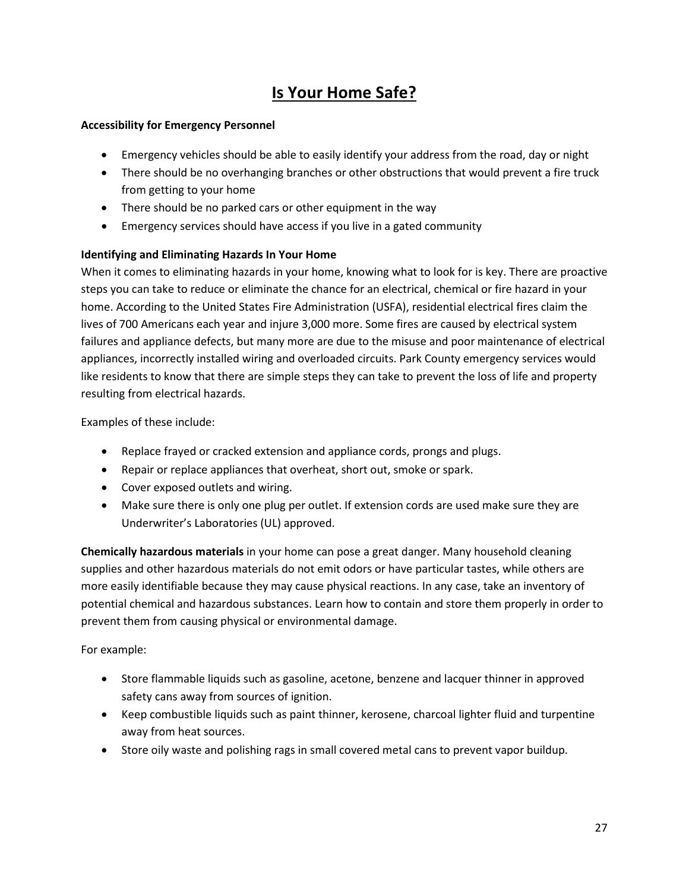# Is Your Home Safe?

**Accessibility for Emergency Personnel**

- Emergency vehicles should be able to easily identify your address from the road, day or night
- There should be no overhanging branches or other obstructions that would prevent a fire truck from getting to your home
- There should be no parked cars or other equipment in the way
- Emergency services should have access if you live in a gated community

**Identifying and Eliminating Hazards In Your Home**

When it comes to eliminating hazards in your home, knowing what to look for is key. There are proactive steps you can take to reduce or eliminate the chance for an electrical, chemical or fire hazard in your home. According to the United States Fire Administration (USFA), residential electrical fires claim the lives of 700 Americans each year and injure 3,000 more. Some fires are caused by electrical system failures and appliance defects, but many more are due to the misuse and poor maintenance of electrical appliances, incorrectly installed wiring and overloaded circuits. Park County emergency services would like residents to know that there are simple steps they can take to prevent the loss of life and property resulting from electrical hazards.

Examples of these include:

- Replace frayed or cracked extension and appliance cords, prongs and plugs.
- Repair or replace appliances that overheat, short out, smoke or spark.
- Cover exposed outlets and wiring.
- Make sure there is only one plug per outlet. If extension cords are used make sure they are Underwriter's Laboratories (UL) approved.

**Chemically hazardous materials** in your home can pose a great danger. Many household cleaning supplies and other hazardous materials do not emit odors or have particular tastes, while others are more easily identifiable because they may cause physical reactions. In any case, take an inventory of potential chemical and hazardous substances. Learn how to contain and store them properly in order to prevent them from causing physical or environmental damage.

For example:

- Store flammable liquids such as gasoline, acetone, benzene and lacquer thinner in approved safety cans away from sources of ignition.
- Keep combustible liquids such as paint thinner, kerosene, charcoal lighter fluid and turpentine away from heat sources.
- Store oily waste and polishing rags in small covered metal cans to prevent vapor buildup.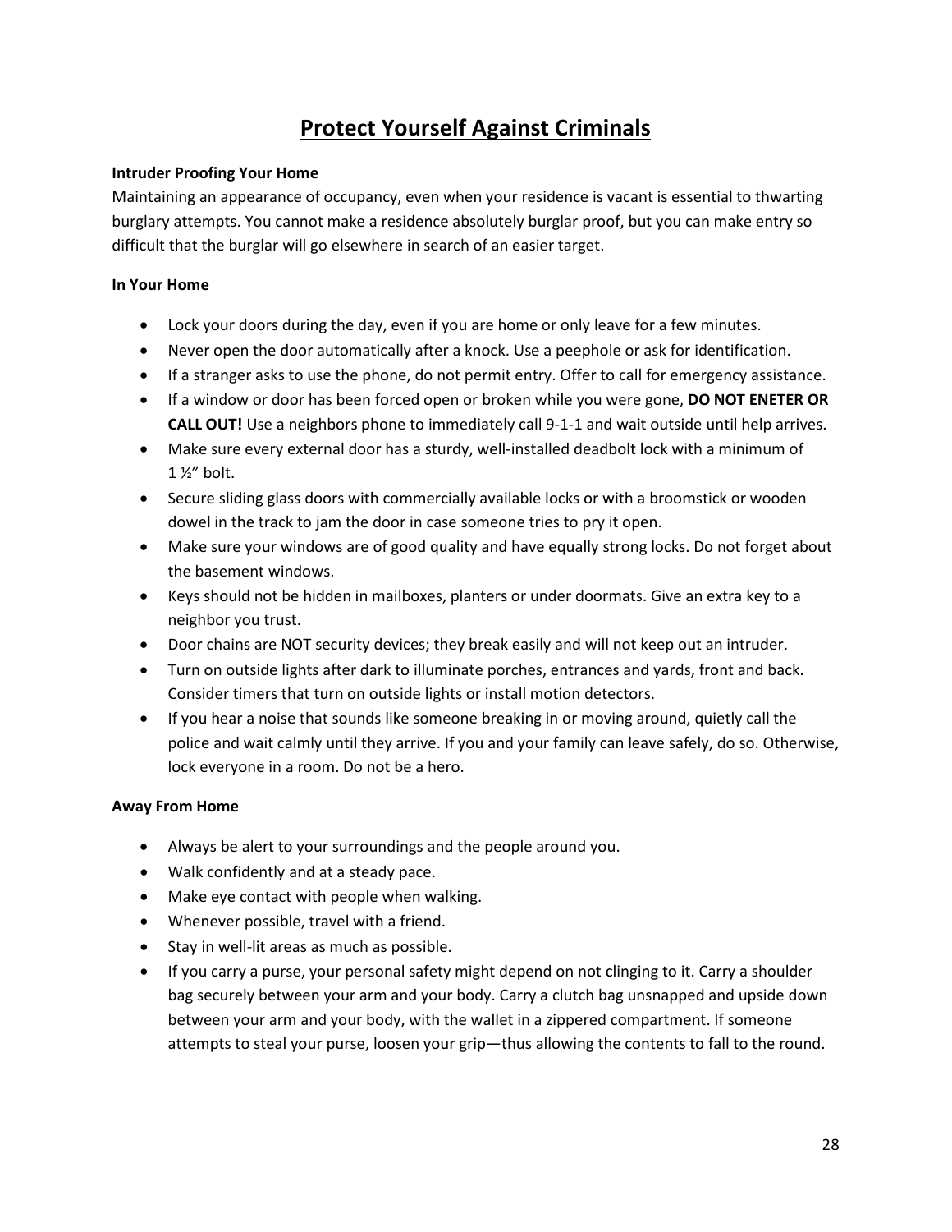# Protect Yourself Against Criminals

**Intruder Proofing Your Home**

Maintaining an appearance of occupancy, even when your residence is vacant is essential to thwarting burglary attempts. You cannot make a residence absolutely burglar proof, but you can make entry so difficult that the burglar will go elsewhere in search of an easier target.

**In Your Home**

- Lock your doors during the day, even if you are home or only leave for a few minutes.
- Never open the door automatically after a knock. Use a peephole or ask for identification.
- If a stranger asks to use the phone, do not permit entry. Offer to call for emergency assistance.
- If a window or door has been forced open or broken while you were gone, **DO NOT ENETER OR CALL OUT!** Use a neighbors phone to immediately call 9-1-1 and wait outside until help arrives.
- Make sure every external door has a sturdy, well-installed deadbolt lock with a minimum of 1 ½" bolt.
- Secure sliding glass doors with commercially available locks or with a broomstick or wooden dowel in the track to jam the door in case someone tries to pry it open.
- Make sure your windows are of good quality and have equally strong locks. Do not forget about the basement windows.
- Keys should not be hidden in mailboxes, planters or under doormats. Give an extra key to a neighbor you trust.
- Door chains are NOT security devices; they break easily and will not keep out an intruder.
- Turn on outside lights after dark to illuminate porches, entrances and yards, front and back. Consider timers that turn on outside lights or install motion detectors.
- If you hear a noise that sounds like someone breaking in or moving around, quietly call the police and wait calmly until they arrive. If you and your family can leave safely, do so. Otherwise, lock everyone in a room. Do not be a hero.

**Away From Home**

- Always be alert to your surroundings and the people around you.
- Walk confidently and at a steady pace.
- Make eye contact with people when walking.
- Whenever possible, travel with a friend.
- Stay in well-lit areas as much as possible.
- If you carry a purse, your personal safety might depend on not clinging to it. Carry a shoulder bag securely between your arm and your body. Carry a clutch bag unsnapped and upside down between your arm and your body, with the wallet in a zippered compartment. If someone attempts to steal your purse, loosen your grip—thus allowing the contents to fall to the round.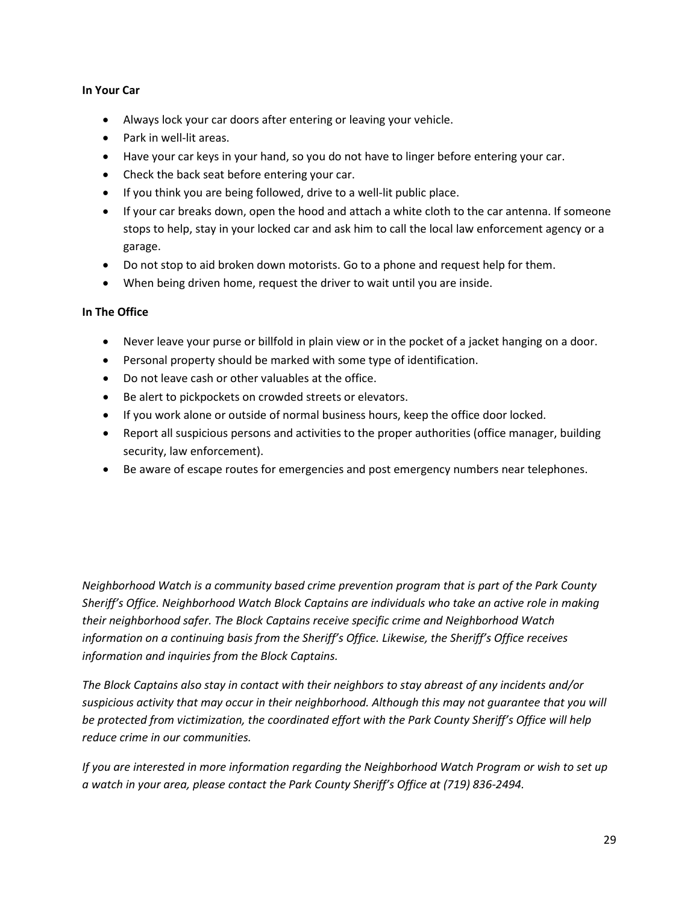**In Your Car**

- Always lock your car doors after entering or leaving your vehicle.
- Park in well-lit areas.
- Have your car keys in your hand, so you do not have to linger before entering your car.
- Check the back seat before entering your car.
- If you think you are being followed, drive to a well-lit public place.
- If your car breaks down, open the hood and attach a white cloth to the car antenna. If someone stops to help, stay in your locked car and ask him to call the local law enforcement agency or a garage.
- Do not stop to aid broken down motorists. Go to a phone and request help for them.
- When being driven home, request the driver to wait until you are inside.

**In The Office**

- Never leave your purse or billfold in plain view or in the pocket of a jacket hanging on a door.
- Personal property should be marked with some type of identification.
- Do not leave cash or other valuables at the office.
- Be alert to pickpockets on crowded streets or elevators.
- If you work alone or outside of normal business hours, keep the office door locked.
- Report all suspicious persons and activities to the proper authorities (office manager, building security, law enforcement).
- Be aware of escape routes for emergencies and post emergency numbers near telephones.

*Neighborhood Watch is a community based crime prevention program that is part of the Park County Sheriff's Office. Neighborhood Watch Block Captains are individuals who take an active role in making their neighborhood safer. The Block Captains receive specific crime and Neighborhood Watch information on a continuing basis from the Sheriff's Office. Likewise, the Sheriff's Office receives information and inquiries from the Block Captains.*

*The Block Captains also stay in contact with their neighbors to stay abreast of any incidents and/or suspicious activity that may occur in their neighborhood. Although this may not guarantee that you will be protected from victimization, the coordinated effort with the Park County Sheriff's Office will help reduce crime in our communities.*

*If you are interested in more information regarding the Neighborhood Watch Program or wish to set up a watch in your area, please contact the Park County Sheriff's Office at (719) 836-2494.*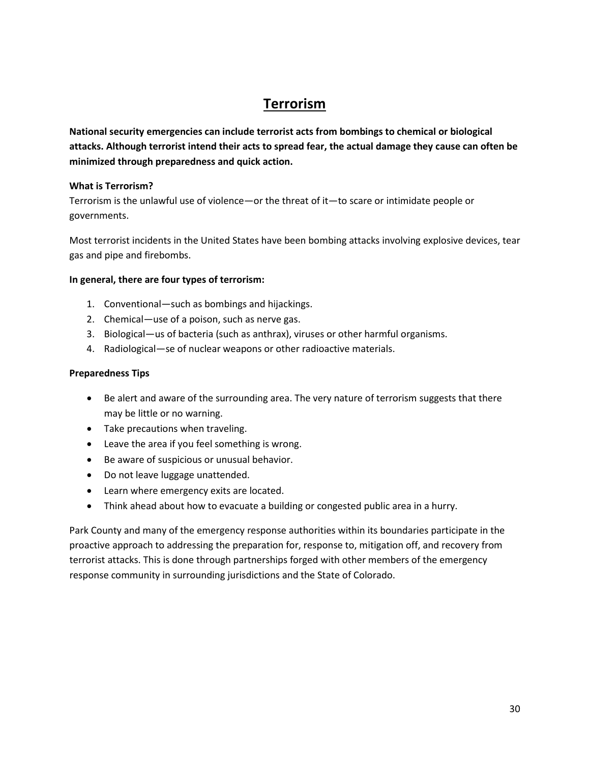# Terrorism

**National security emergencies can include terrorist acts from bombings to chemical or biological attacks. Although terrorist intend their acts to spread fear, the actual damage they cause can often be minimized through preparedness and quick action.**

**What is Terrorism?**

Terrorism is the unlawful use of violence—or the threat of it—to scare or intimidate people or governments.

Most terrorist incidents in the United States have been bombing attacks involving explosive devices, tear gas and pipe and firebombs.

**In general, there are four types of terrorism:**

1. Conventional—such as bombings and hijackings.
2. Chemical—use of a poison, such as nerve gas.
3. Biological—us of bacteria (such as anthrax), viruses or other harmful organisms.
4. Radiological—se of nuclear weapons or other radioactive materials.

**Preparedness Tips**

- Be alert and aware of the surrounding area. The very nature of terrorism suggests that there may be little or no warning.
- Take precautions when traveling.
- Leave the area if you feel something is wrong.
- Be aware of suspicious or unusual behavior.
- Do not leave luggage unattended.
- Learn where emergency exits are located.
- Think ahead about how to evacuate a building or congested public area in a hurry.

Park County and many of the emergency response authorities within its boundaries participate in the proactive approach to addressing the preparation for, response to, mitigation off, and recovery from terrorist attacks. This is done through partnerships forged with other members of the emergency response community in surrounding jurisdictions and the State of Colorado.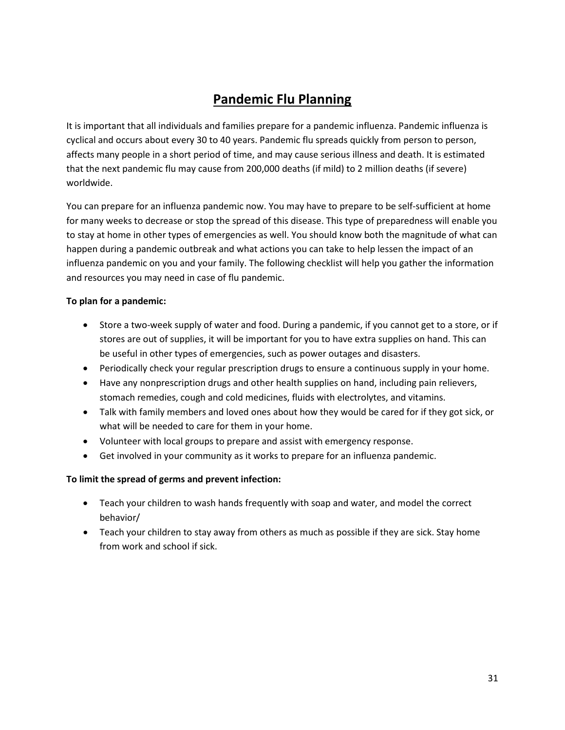# Pandemic Flu Planning

It is important that all individuals and families prepare for a pandemic influenza. Pandemic influenza is cyclical and occurs about every 30 to 40 years. Pandemic flu spreads quickly from person to person, affects many people in a short period of time, and may cause serious illness and death. It is estimated that the next pandemic flu may cause from 200,000 deaths (if mild) to 2 million deaths (if severe) worldwide.

You can prepare for an influenza pandemic now. You may have to prepare to be self-sufficient at home for many weeks to decrease or stop the spread of this disease. This type of preparedness will enable you to stay at home in other types of emergencies as well. You should know both the magnitude of what can happen during a pandemic outbreak and what actions you can take to help lessen the impact of an influenza pandemic on you and your family. The following checklist will help you gather the information and resources you may need in case of flu pandemic.

**To plan for a pandemic:**

- Store a two-week supply of water and food. During a pandemic, if you cannot get to a store, or if stores are out of supplies, it will be important for you to have extra supplies on hand. This can be useful in other types of emergencies, such as power outages and disasters.
- Periodically check your regular prescription drugs to ensure a continuous supply in your home.
- Have any nonprescription drugs and other health supplies on hand, including pain relievers, stomach remedies, cough and cold medicines, fluids with electrolytes, and vitamins.
- Talk with family members and loved ones about how they would be cared for if they got sick, or what will be needed to care for them in your home.
- Volunteer with local groups to prepare and assist with emergency response.
- Get involved in your community as it works to prepare for an influenza pandemic.

**To limit the spread of germs and prevent infection:**

- Teach your children to wash hands frequently with soap and water, and model the correct behavior/
- Teach your children to stay away from others as much as possible if they are sick. Stay home from work and school if sick.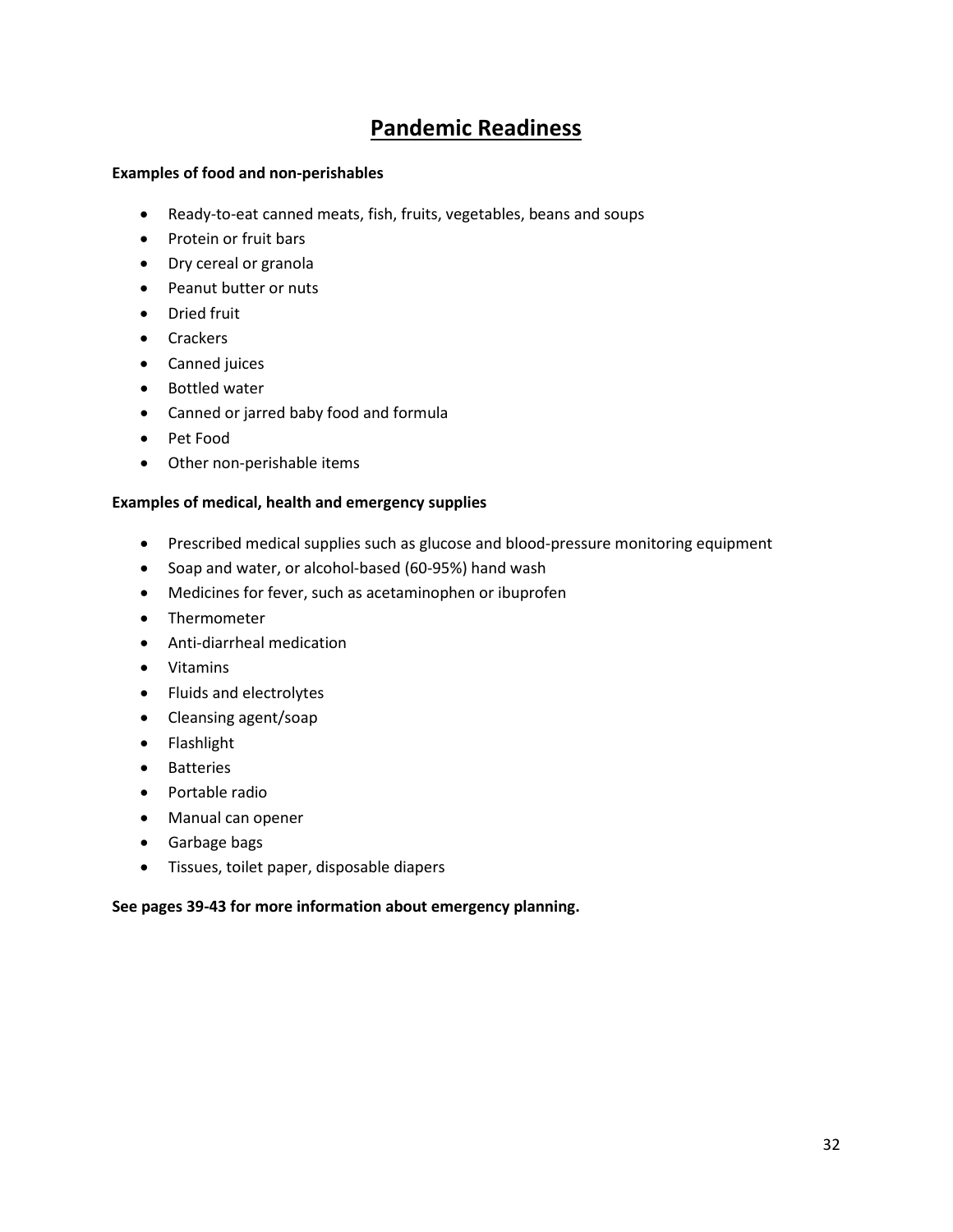# Pandemic Readiness

**Examples of food and non-perishables**

- Ready-to-eat canned meats, fish, fruits, vegetables, beans and soups
- Protein or fruit bars
- Dry cereal or granola
- Peanut butter or nuts
- Dried fruit
- Crackers
- Canned juices
- Bottled water
- Canned or jarred baby food and formula
- Pet Food
- Other non-perishable items

**Examples of medical, health and emergency supplies**

- Prescribed medical supplies such as glucose and blood-pressure monitoring equipment
- Soap and water, or alcohol-based (60-95%) hand wash
- Medicines for fever, such as acetaminophen or ibuprofen
- Thermometer
- Anti-diarrheal medication
- Vitamins
- Fluids and electrolytes
- Cleansing agent/soap
- Flashlight
- Batteries
- Portable radio
- Manual can opener
- Garbage bags
- Tissues, toilet paper, disposable diapers

**See pages 39-43 for more information about emergency planning.**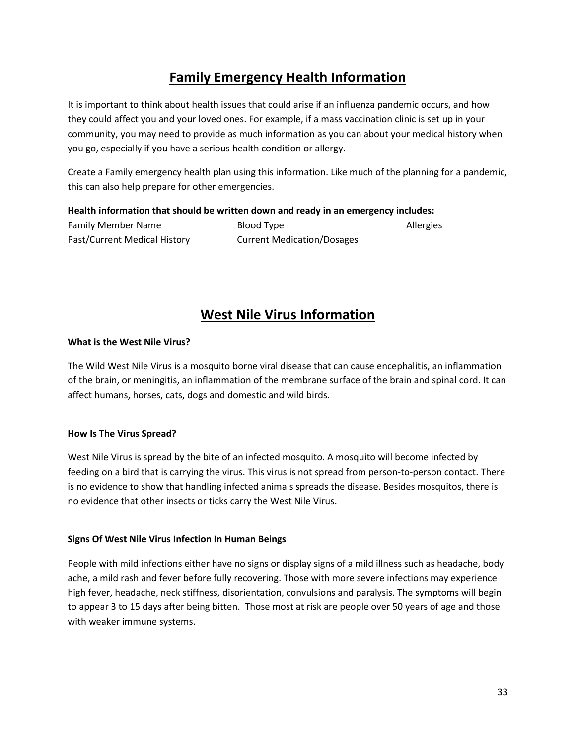## Family Emergency Health Information

It is important to think about health issues that could arise if an influenza pandemic occurs, and how they could affect you and your loved ones. For example, if a mass vaccination clinic is set up in your community, you may need to provide as much information as you can about your medical history when you go, especially if you have a serious health condition or allergy.

Create a Family emergency health plan using this information. Like much of the planning for a pandemic, this can also help prepare for other emergencies.

**Health information that should be written down and ready in an emergency includes:**

| Family Member Name | Blood Type | Allergies |
|---|---|---|
| Past/Current Medical History | Current Medication/Dosages | |

## West Nile Virus Information

**What is the West Nile Virus?**

The Wild West Nile Virus is a mosquito borne viral disease that can cause encephalitis, an inflammation of the brain, or meningitis, an inflammation of the membrane surface of the brain and spinal cord. It can affect humans, horses, cats, dogs and domestic and wild birds.

**How Is The Virus Spread?**

West Nile Virus is spread by the bite of an infected mosquito. A mosquito will become infected by feeding on a bird that is carrying the virus. This virus is not spread from person-to-person contact. There is no evidence to show that handling infected animals spreads the disease. Besides mosquitos, there is no evidence that other insects or ticks carry the West Nile Virus.

**Signs Of West Nile Virus Infection In Human Beings**

People with mild infections either have no signs or display signs of a mild illness such as headache, body ache, a mild rash and fever before fully recovering. Those with more severe infections may experience high fever, headache, neck stiffness, disorientation, convulsions and paralysis. The symptoms will begin to appear 3 to 15 days after being bitten. Those most at risk are people over 50 years of age and those with weaker immune systems.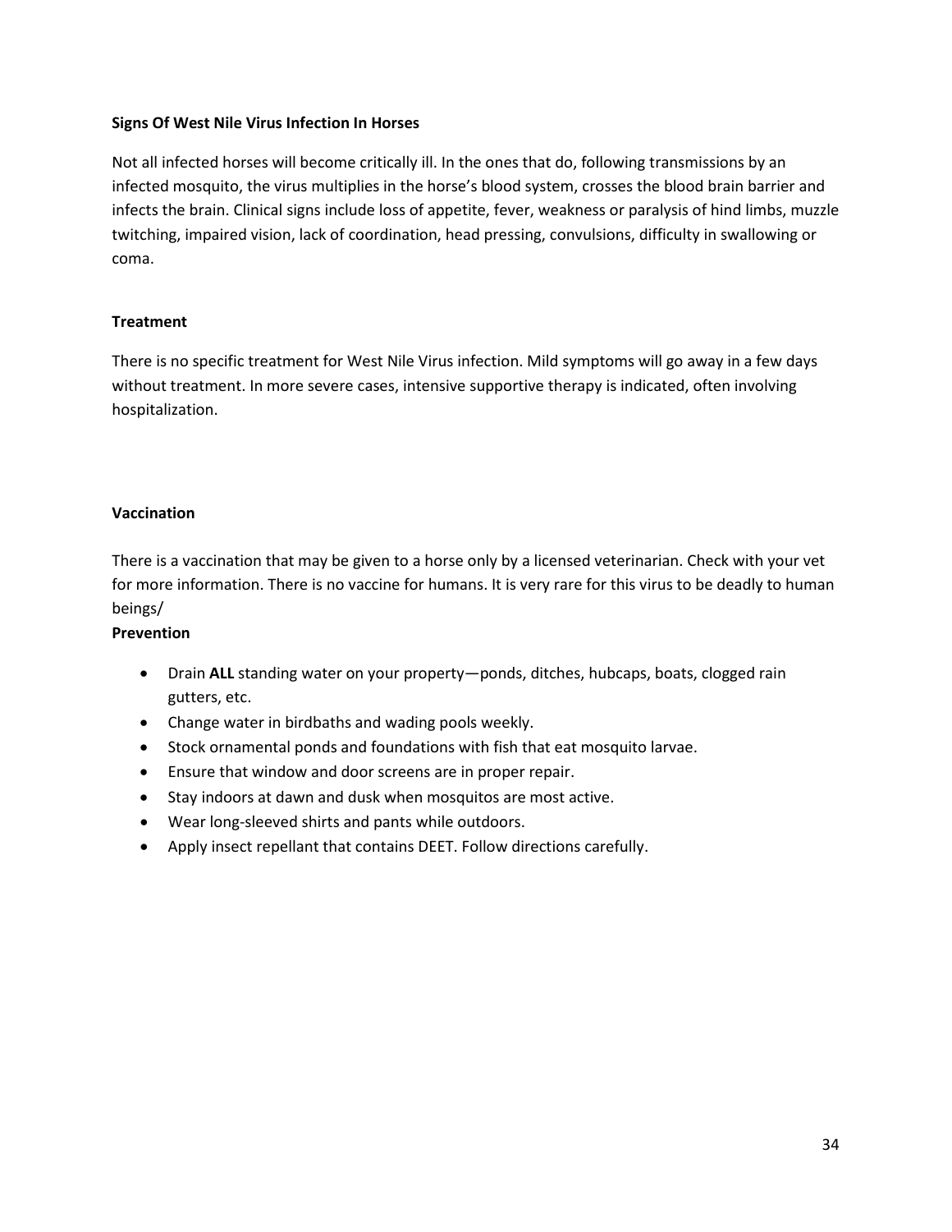**Signs Of West Nile Virus Infection In Horses**

Not all infected horses will become critically ill. In the ones that do, following transmissions by an infected mosquito, the virus multiplies in the horse's blood system, crosses the blood brain barrier and infects the brain. Clinical signs include loss of appetite, fever, weakness or paralysis of hind limbs, muzzle twitching, impaired vision, lack of coordination, head pressing, convulsions, difficulty in swallowing or coma.

**Treatment**

There is no specific treatment for West Nile Virus infection. Mild symptoms will go away in a few days without treatment. In more severe cases, intensive supportive therapy is indicated, often involving hospitalization.

**Vaccination**

There is a vaccination that may be given to a horse only by a licensed veterinarian. Check with your vet for more information. There is no vaccine for humans. It is very rare for this virus to be deadly to human beings/

**Prevention**

- Drain **ALL** standing water on your property—ponds, ditches, hubcaps, boats, clogged rain gutters, etc.
- Change water in birdbaths and wading pools weekly.
- Stock ornamental ponds and foundations with fish that eat mosquito larvae.
- Ensure that window and door screens are in proper repair.
- Stay indoors at dawn and dusk when mosquitos are most active.
- Wear long-sleeved shirts and pants while outdoors.
- Apply insect repellant that contains DEET. Follow directions carefully.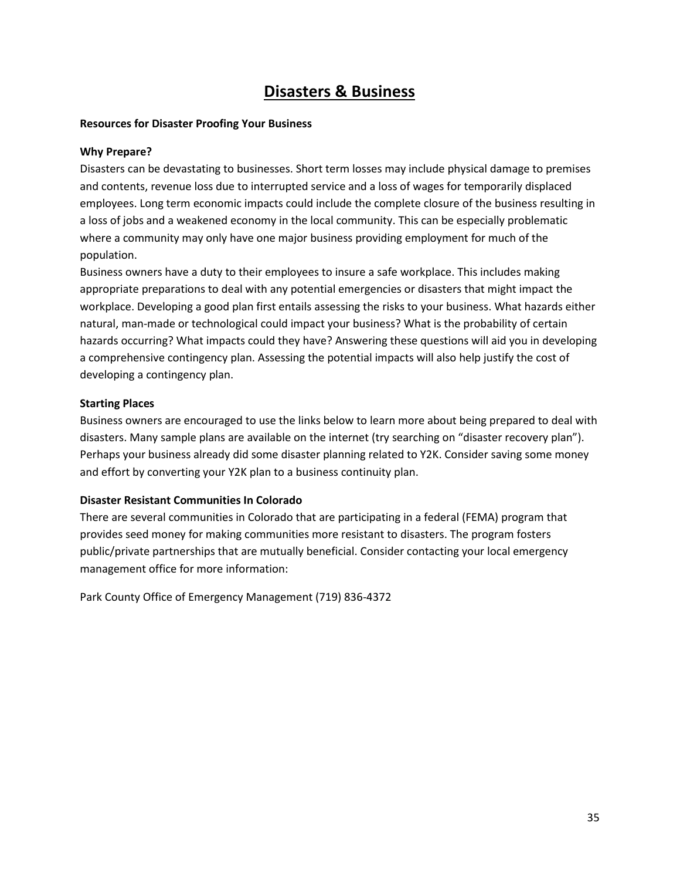# Disasters & Business

**Resources for Disaster Proofing Your Business**

**Why Prepare?**

Disasters can be devastating to businesses. Short term losses may include physical damage to premises and contents, revenue loss due to interrupted service and a loss of wages for temporarily displaced employees. Long term economic impacts could include the complete closure of the business resulting in a loss of jobs and a weakened economy in the local community. This can be especially problematic where a community may only have one major business providing employment for much of the population.

Business owners have a duty to their employees to insure a safe workplace. This includes making appropriate preparations to deal with any potential emergencies or disasters that might impact the workplace. Developing a good plan first entails assessing the risks to your business. What hazards either natural, man-made or technological could impact your business? What is the probability of certain hazards occurring? What impacts could they have? Answering these questions will aid you in developing a comprehensive contingency plan. Assessing the potential impacts will also help justify the cost of developing a contingency plan.

**Starting Places**

Business owners are encouraged to use the links below to learn more about being prepared to deal with disasters. Many sample plans are available on the internet (try searching on "disaster recovery plan"). Perhaps your business already did some disaster planning related to Y2K. Consider saving some money and effort by converting your Y2K plan to a business continuity plan.

**Disaster Resistant Communities In Colorado**

There are several communities in Colorado that are participating in a federal (FEMA) program that provides seed money for making communities more resistant to disasters. The program fosters public/private partnerships that are mutually beneficial. Consider contacting your local emergency management office for more information:

Park County Office of Emergency Management (719) 836-4372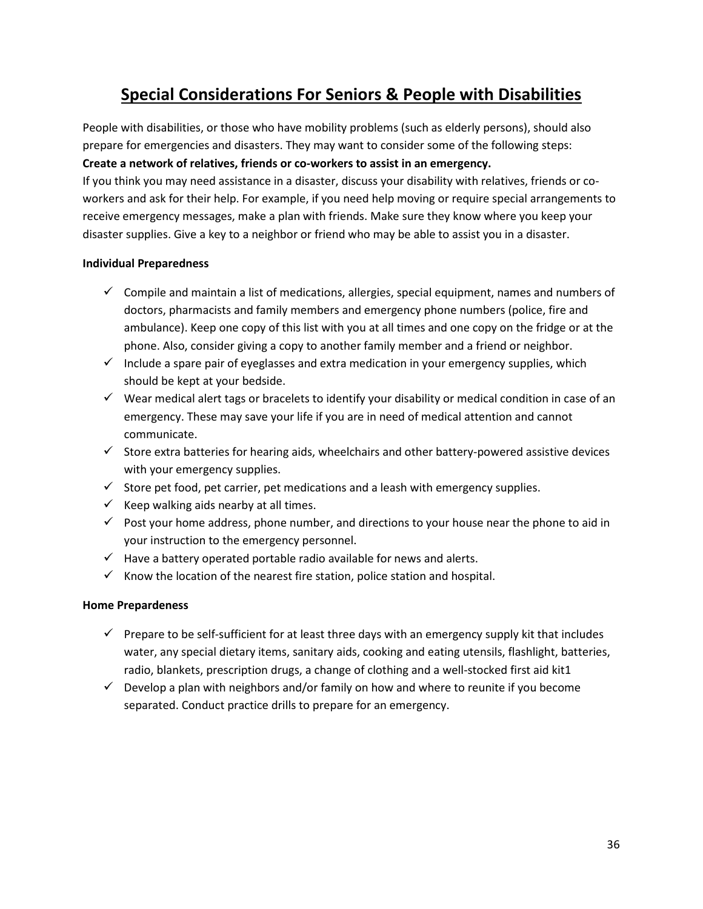# Special Considerations For Seniors & People with Disabilities

People with disabilities, or those who have mobility problems (such as elderly persons), should also prepare for emergencies and disasters. They may want to consider some of the following steps:

**Create a network of relatives, friends or co-workers to assist in an emergency.**

If you think you may need assistance in a disaster, discuss your disability with relatives, friends or co-workers and ask for their help. For example, if you need help moving or require special arrangements to receive emergency messages, make a plan with friends. Make sure they know where you keep your disaster supplies. Give a key to a neighbor or friend who may be able to assist you in a disaster.

**Individual Preparedness**

- ✓ Compile and maintain a list of medications, allergies, special equipment, names and numbers of doctors, pharmacists and family members and emergency phone numbers (police, fire and ambulance). Keep one copy of this list with you at all times and one copy on the fridge or at the phone. Also, consider giving a copy to another family member and a friend or neighbor.
- ✓ Include a spare pair of eyeglasses and extra medication in your emergency supplies, which should be kept at your bedside.
- ✓ Wear medical alert tags or bracelets to identify your disability or medical condition in case of an emergency. These may save your life if you are in need of medical attention and cannot communicate.
- ✓ Store extra batteries for hearing aids, wheelchairs and other battery-powered assistive devices with your emergency supplies.
- ✓ Store pet food, pet carrier, pet medications and a leash with emergency supplies.
- ✓ Keep walking aids nearby at all times.
- ✓ Post your home address, phone number, and directions to your house near the phone to aid in your instruction to the emergency personnel.
- ✓ Have a battery operated portable radio available for news and alerts.
- ✓ Know the location of the nearest fire station, police station and hospital.

**Home Prepardeness**

- ✓ Prepare to be self-sufficient for at least three days with an emergency supply kit that includes water, any special dietary items, sanitary aids, cooking and eating utensils, flashlight, batteries, radio, blankets, prescription drugs, a change of clothing and a well-stocked first aid kit1
- ✓ Develop a plan with neighbors and/or family on how and where to reunite if you become separated. Conduct practice drills to prepare for an emergency.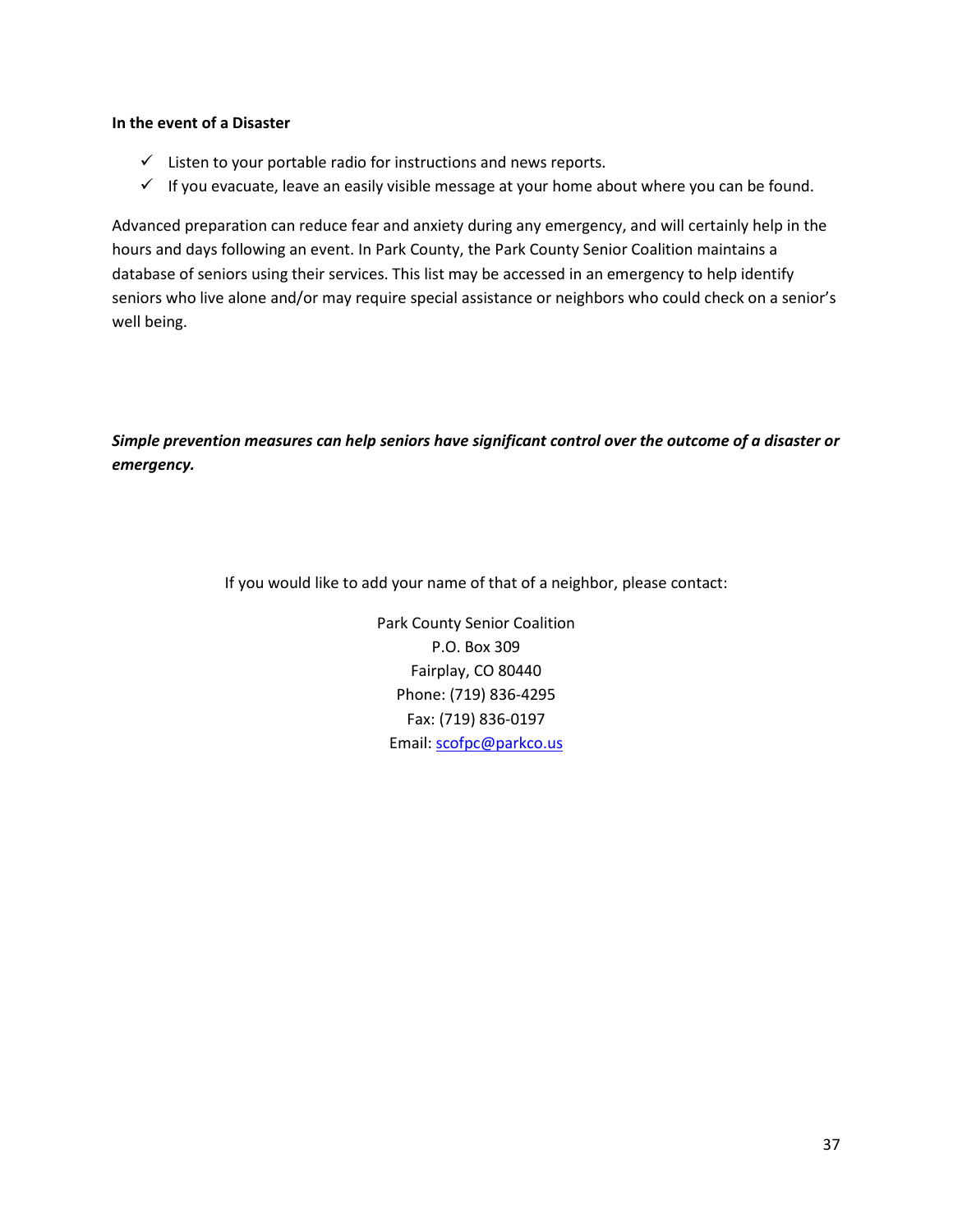**In the event of a Disaster**

- ✓ Listen to your portable radio for instructions and news reports.
- ✓ If you evacuate, leave an easily visible message at your home about where you can be found.

Advanced preparation can reduce fear and anxiety during any emergency, and will certainly help in the hours and days following an event. In Park County, the Park County Senior Coalition maintains a database of seniors using their services. This list may be accessed in an emergency to help identify seniors who live alone and/or may require special assistance or neighbors who could check on a senior's well being.

***Simple prevention measures can help seniors have significant control over the outcome of a disaster or emergency.***

If you would like to add your name of that of a neighbor, please contact:

Park County Senior Coalition
P.O. Box 309
Fairplay, CO 80440
Phone: (719) 836-4295
Fax: (719) 836-0197
Email: scofpc@parkco.us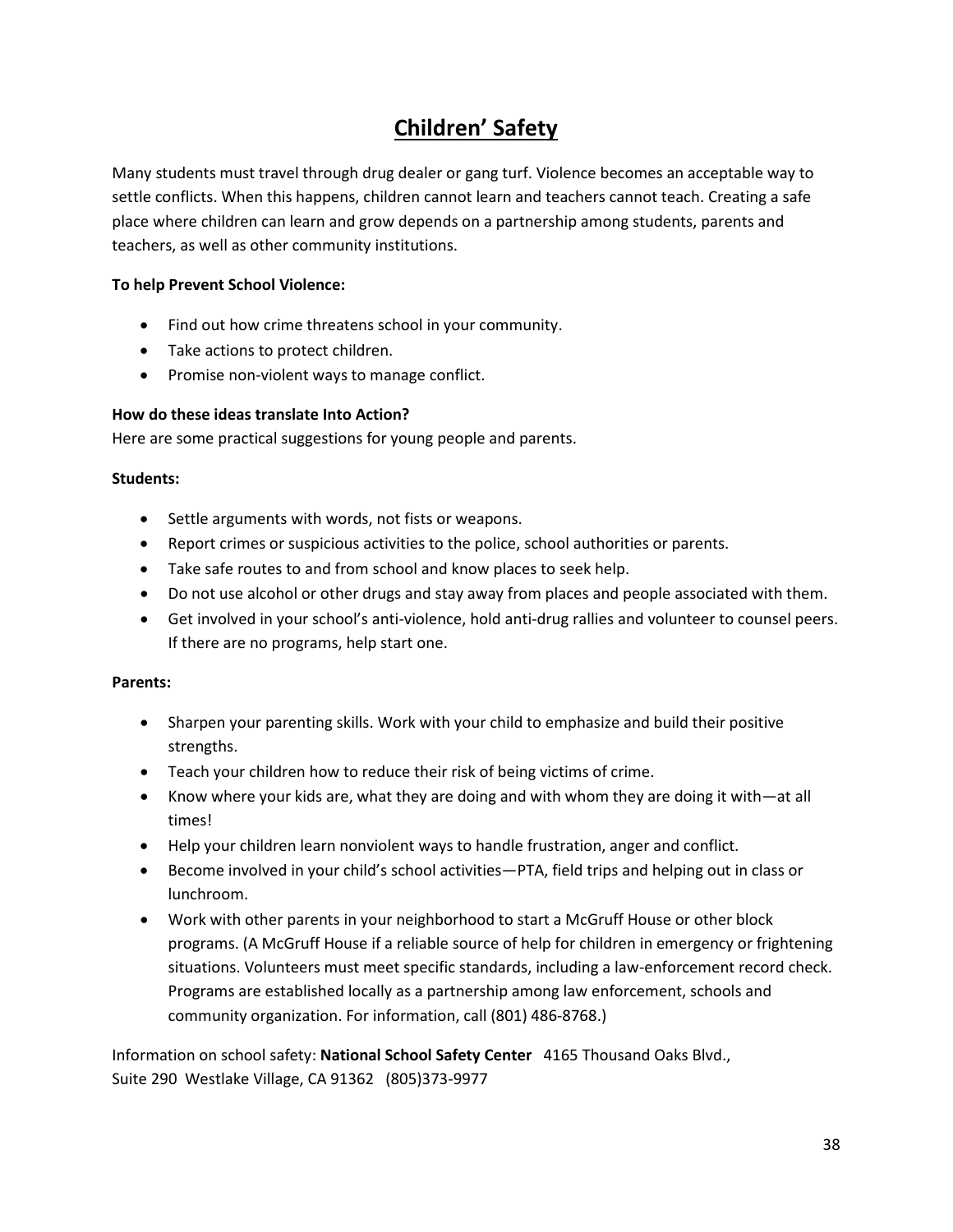# Children' Safety

Many students must travel through drug dealer or gang turf. Violence becomes an acceptable way to settle conflicts. When this happens, children cannot learn and teachers cannot teach. Creating a safe place where children can learn and grow depends on a partnership among students, parents and teachers, as well as other community institutions.

**To help Prevent School Violence:**

- Find out how crime threatens school in your community.
- Take actions to protect children.
- Promise non-violent ways to manage conflict.

**How do these ideas translate Into Action?**
Here are some practical suggestions for young people and parents.

**Students:**

- Settle arguments with words, not fists or weapons.
- Report crimes or suspicious activities to the police, school authorities or parents.
- Take safe routes to and from school and know places to seek help.
- Do not use alcohol or other drugs and stay away from places and people associated with them.
- Get involved in your school's anti-violence, hold anti-drug rallies and volunteer to counsel peers. If there are no programs, help start one.

**Parents:**

- Sharpen your parenting skills. Work with your child to emphasize and build their positive strengths.
- Teach your children how to reduce their risk of being victims of crime.
- Know where your kids are, what they are doing and with whom they are doing it with—at all times!
- Help your children learn nonviolent ways to handle frustration, anger and conflict.
- Become involved in your child's school activities—PTA, field trips and helping out in class or lunchroom.
- Work with other parents in your neighborhood to start a McGruff House or other block programs. (A McGruff House if a reliable source of help for children in emergency or frightening situations. Volunteers must meet specific standards, including a law-enforcement record check. Programs are established locally as a partnership among law enforcement, schools and community organization. For information, call (801) 486-8768.)

Information on school safety: **National School Safety Center** 4165 Thousand Oaks Blvd., Suite 290 Westlake Village, CA 91362 (805)373-9977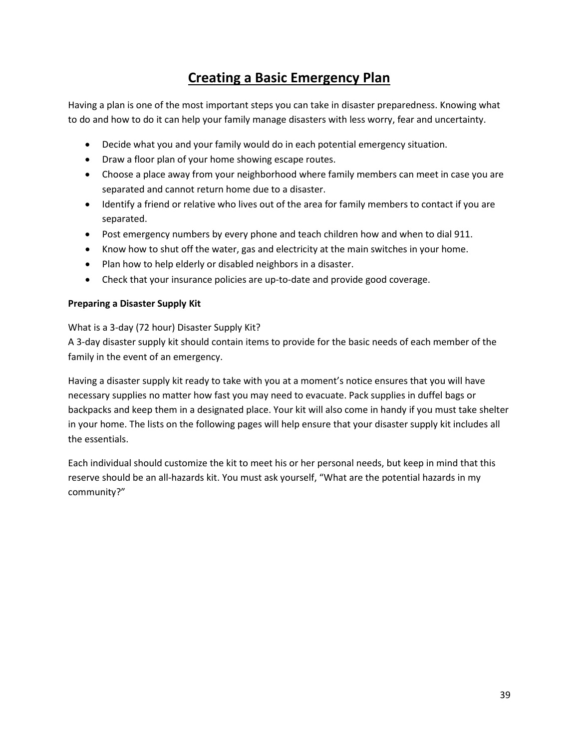# Creating a Basic Emergency Plan

Having a plan is one of the most important steps you can take in disaster preparedness. Knowing what to do and how to do it can help your family manage disasters with less worry, fear and uncertainty.

- Decide what you and your family would do in each potential emergency situation.
- Draw a floor plan of your home showing escape routes.
- Choose a place away from your neighborhood where family members can meet in case you are separated and cannot return home due to a disaster.
- Identify a friend or relative who lives out of the area for family members to contact if you are separated.
- Post emergency numbers by every phone and teach children how and when to dial 911.
- Know how to shut off the water, gas and electricity at the main switches in your home.
- Plan how to help elderly or disabled neighbors in a disaster.
- Check that your insurance policies are up-to-date and provide good coverage.

**Preparing a Disaster Supply Kit**

What is a 3-day (72 hour) Disaster Supply Kit?
A 3-day disaster supply kit should contain items to provide for the basic needs of each member of the family in the event of an emergency.

Having a disaster supply kit ready to take with you at a moment's notice ensures that you will have necessary supplies no matter how fast you may need to evacuate. Pack supplies in duffel bags or backpacks and keep them in a designated place. Your kit will also come in handy if you must take shelter in your home. The lists on the following pages will help ensure that your disaster supply kit includes all the essentials.

Each individual should customize the kit to meet his or her personal needs, but keep in mind that this reserve should be an all-hazards kit. You must ask yourself, "What are the potential hazards in my community?"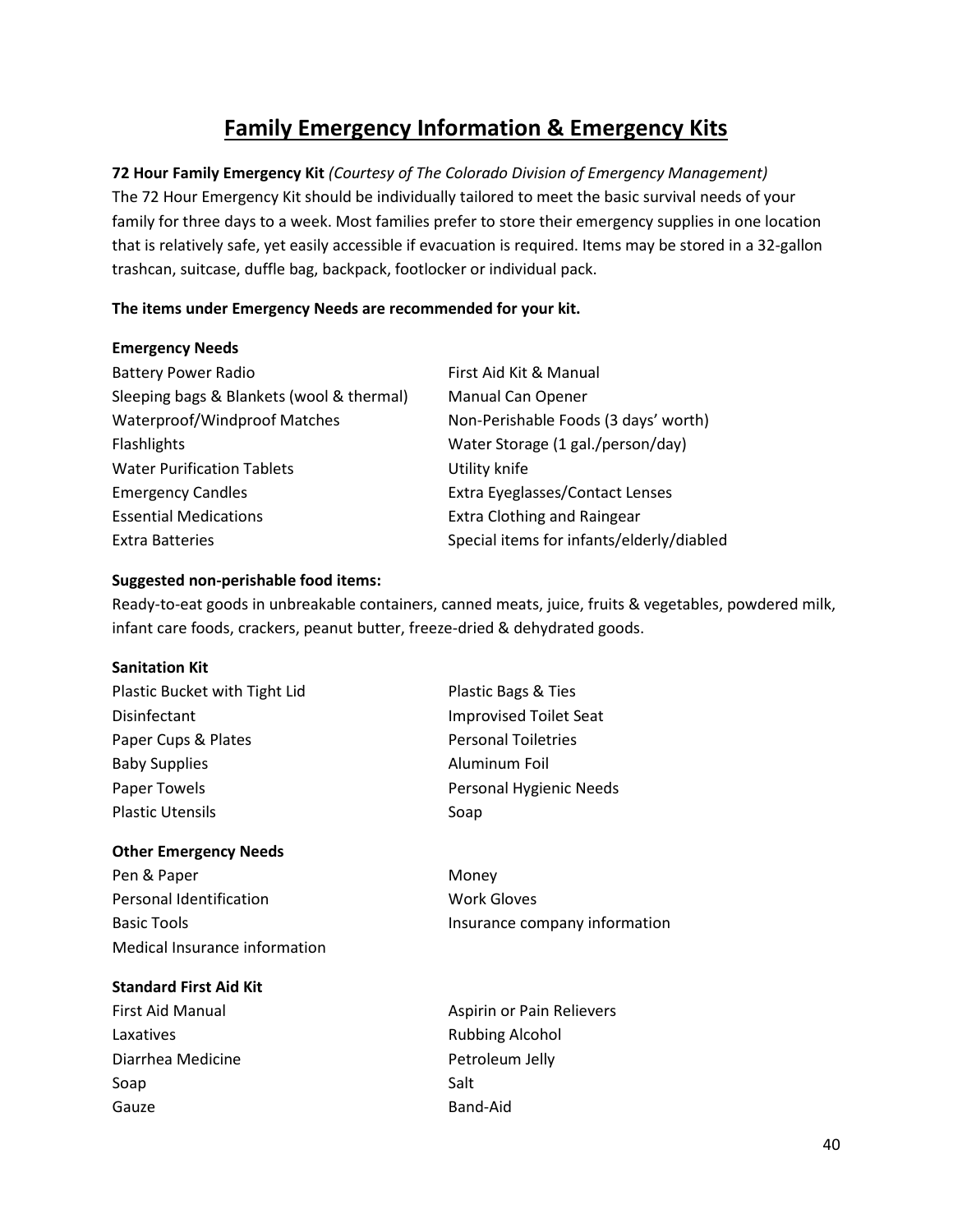# Family Emergency Information & Emergency Kits

**72 Hour Family Emergency Kit** *(Courtesy of The Colorado Division of Emergency Management)*
The 72 Hour Emergency Kit should be individually tailored to meet the basic survival needs of your family for three days to a week. Most families prefer to store their emergency supplies in one location that is relatively safe, yet easily accessible if evacuation is required. Items may be stored in a 32-gallon trashcan, suitcase, duffle bag, backpack, footlocker or individual pack.

**The items under Emergency Needs are recommended for your kit.**

**Emergency Needs**

- Battery Power Radio
- Sleeping bags & Blankets (wool & thermal)
- Waterproof/Windproof Matches
- Flashlights
- Water Purification Tablets
- Emergency Candles
- Essential Medications
- Extra Batteries
- First Aid Kit & Manual
- Manual Can Opener
- Non-Perishable Foods (3 days' worth)
- Water Storage (1 gal./person/day)
- Utility knife
- Extra Eyeglasses/Contact Lenses
- Extra Clothing and Raingear
- Special items for infants/elderly/diabled

**Suggested non-perishable food items:**
Ready-to-eat goods in unbreakable containers, canned meats, juice, fruits & vegetables, powdered milk, infant care foods, crackers, peanut butter, freeze-dried & dehydrated goods.

**Sanitation Kit**

- Plastic Bucket with Tight Lid
- Disinfectant
- Paper Cups & Plates
- Baby Supplies
- Paper Towels
- Plastic Utensils
- Plastic Bags & Ties
- Improvised Toilet Seat
- Personal Toiletries
- Aluminum Foil
- Personal Hygienic Needs
- Soap

**Other Emergency Needs**

- Pen & Paper
- Personal Identification
- Basic Tools
- Medical Insurance information
- Money
- Work Gloves
- Insurance company information

**Standard First Aid Kit**

- First Aid Manual
- Laxatives
- Diarrhea Medicine
- Soap
- Gauze
- Aspirin or Pain Relievers
- Rubbing Alcohol
- Petroleum Jelly
- Salt
- Band-Aid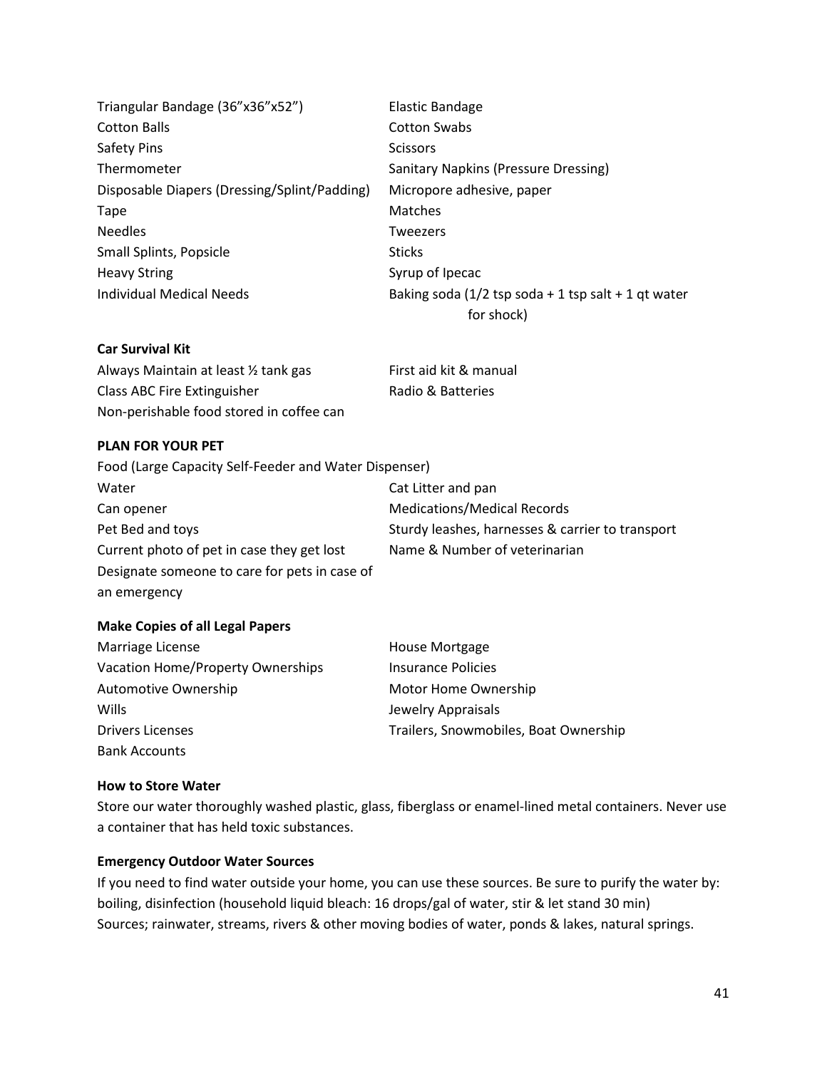- Triangular Bandage (36”x36”x52”)
- Elastic Bandage
- Cotton Balls
- Cotton Swabs
- Safety Pins
- Scissors
- Thermometer
- Sanitary Napkins (Pressure Dressing)
- Disposable Diapers (Dressing/Splint/Padding)
- Micropore adhesive, paper
- Tape
- Matches
- Needles
- Tweezers
- Small Splints, Popsicle
- Sticks
- Heavy String
- Syrup of Ipecac
- Individual Medical Needs
- Baking soda (1/2 tsp soda + 1 tsp salt + 1 qt water for shock)

**Car Survival Kit**

- Always Maintain at least ½ tank gas
- First aid kit & manual
- Class ABC Fire Extinguisher
- Radio & Batteries
- Non-perishable food stored in coffee can

**PLAN FOR YOUR PET**

- Food (Large Capacity Self-Feeder and Water Dispenser)
- Water
- Cat Litter and pan
- Can opener
- Medications/Medical Records
- Pet Bed and toys
- Sturdy leashes, harnesses & carrier to transport
- Current photo of pet in case they get lost
- Name & Number of veterinarian
- Designate someone to care for pets in case of an emergency

**Make Copies of all Legal Papers**

- Marriage License
- House Mortgage
- Vacation Home/Property Ownerships
- Insurance Policies
- Automotive Ownership
- Motor Home Ownership
- Wills
- Jewelry Appraisals
- Drivers Licenses
- Trailers, Snowmobiles, Boat Ownership
- Bank Accounts

**How to Store Water**

Store our water thoroughly washed plastic, glass, fiberglass or enamel-lined metal containers. Never use a container that has held toxic substances.

**Emergency Outdoor Water Sources**

If you need to find water outside your home, you can use these sources. Be sure to purify the water by: boiling, disinfection (household liquid bleach: 16 drops/gal of water, stir & let stand 30 min)
Sources; rainwater, streams, rivers & other moving bodies of water, ponds & lakes, natural springs.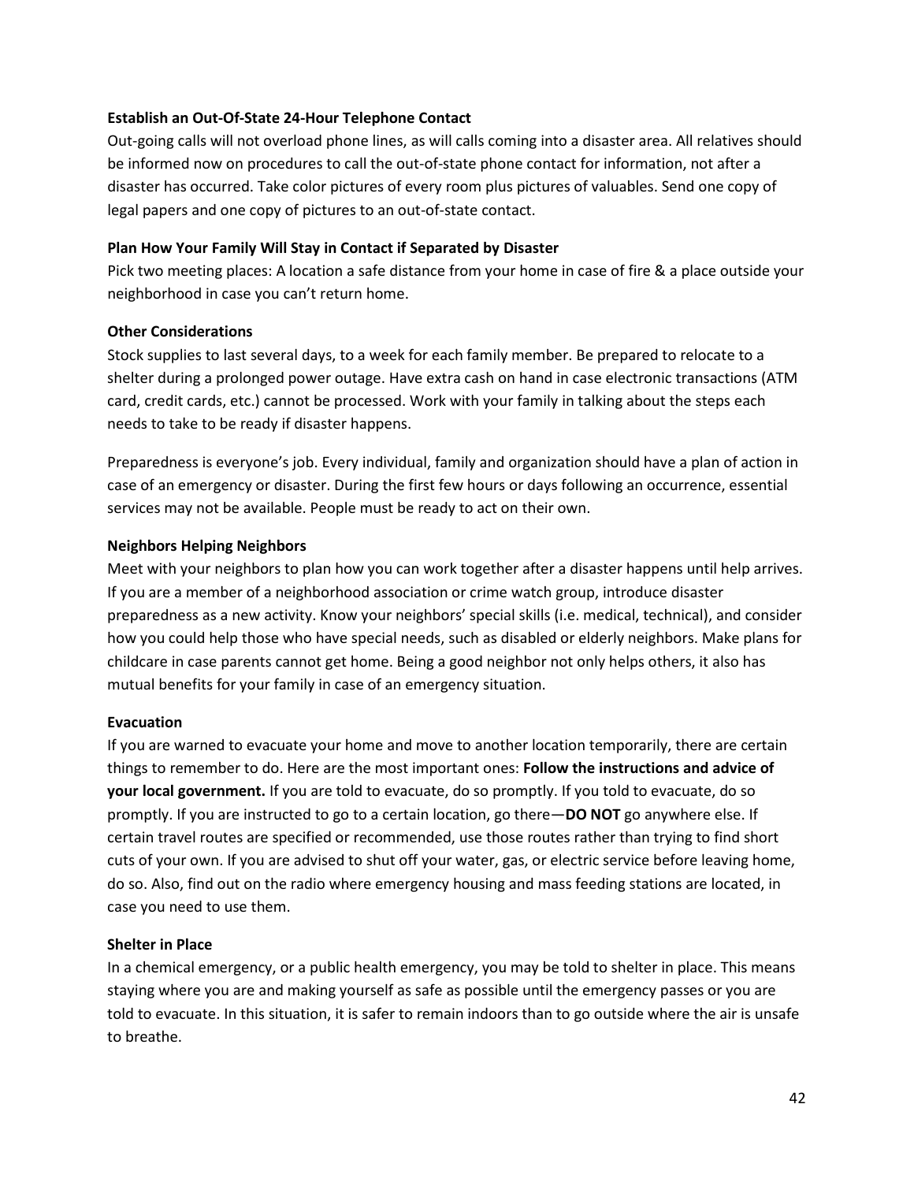**Establish an Out-Of-State 24-Hour Telephone Contact**

Out-going calls will not overload phone lines, as will calls coming into a disaster area. All relatives should be informed now on procedures to call the out-of-state phone contact for information, not after a disaster has occurred. Take color pictures of every room plus pictures of valuables. Send one copy of legal papers and one copy of pictures to an out-of-state contact.

**Plan How Your Family Will Stay in Contact if Separated by Disaster**

Pick two meeting places: A location a safe distance from your home in case of fire & a place outside your neighborhood in case you can't return home.

**Other Considerations**

Stock supplies to last several days, to a week for each family member. Be prepared to relocate to a shelter during a prolonged power outage. Have extra cash on hand in case electronic transactions (ATM card, credit cards, etc.) cannot be processed. Work with your family in talking about the steps each needs to take to be ready if disaster happens.

Preparedness is everyone's job. Every individual, family and organization should have a plan of action in case of an emergency or disaster. During the first few hours or days following an occurrence, essential services may not be available. People must be ready to act on their own.

**Neighbors Helping Neighbors**

Meet with your neighbors to plan how you can work together after a disaster happens until help arrives. If you are a member of a neighborhood association or crime watch group, introduce disaster preparedness as a new activity. Know your neighbors' special skills (i.e. medical, technical), and consider how you could help those who have special needs, such as disabled or elderly neighbors. Make plans for childcare in case parents cannot get home. Being a good neighbor not only helps others, it also has mutual benefits for your family in case of an emergency situation.

**Evacuation**

If you are warned to evacuate your home and move to another location temporarily, there are certain things to remember to do. Here are the most important ones: **Follow the instructions and advice of your local government.** If you are told to evacuate, do so promptly. If you told to evacuate, do so promptly. If you are instructed to go to a certain location, go there—**DO NOT** go anywhere else. If certain travel routes are specified or recommended, use those routes rather than trying to find short cuts of your own. If you are advised to shut off your water, gas, or electric service before leaving home, do so. Also, find out on the radio where emergency housing and mass feeding stations are located, in case you need to use them.

**Shelter in Place**

In a chemical emergency, or a public health emergency, you may be told to shelter in place. This means staying where you are and making yourself as safe as possible until the emergency passes or you are told to evacuate. In this situation, it is safer to remain indoors than to go outside where the air is unsafe to breathe.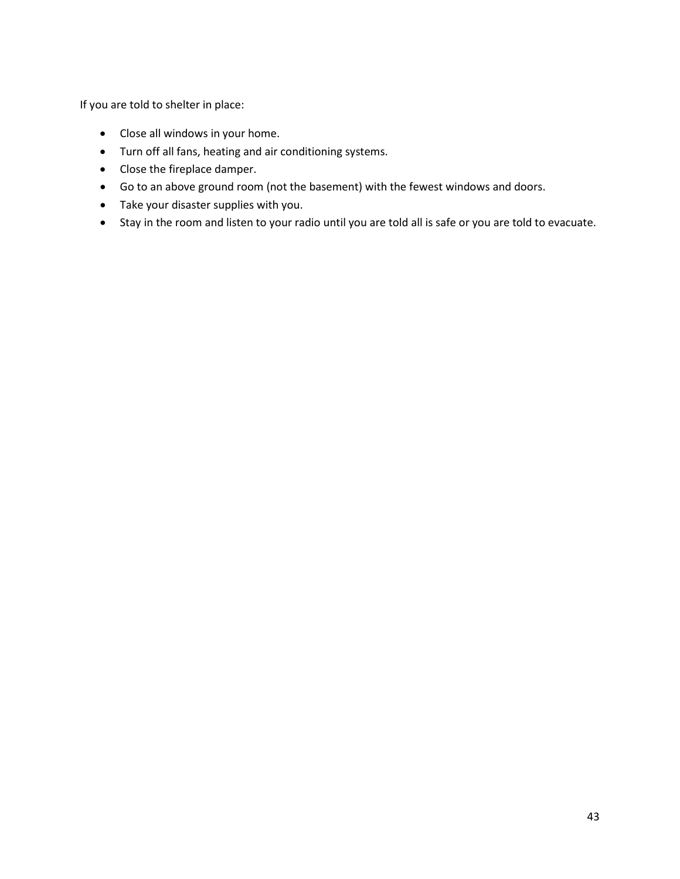If you are told to shelter in place:

- Close all windows in your home.
- Turn off all fans, heating and air conditioning systems.
- Close the fireplace damper.
- Go to an above ground room (not the basement) with the fewest windows and doors.
- Take your disaster supplies with you.
- Stay in the room and listen to your radio until you are told all is safe or you are told to evacuate.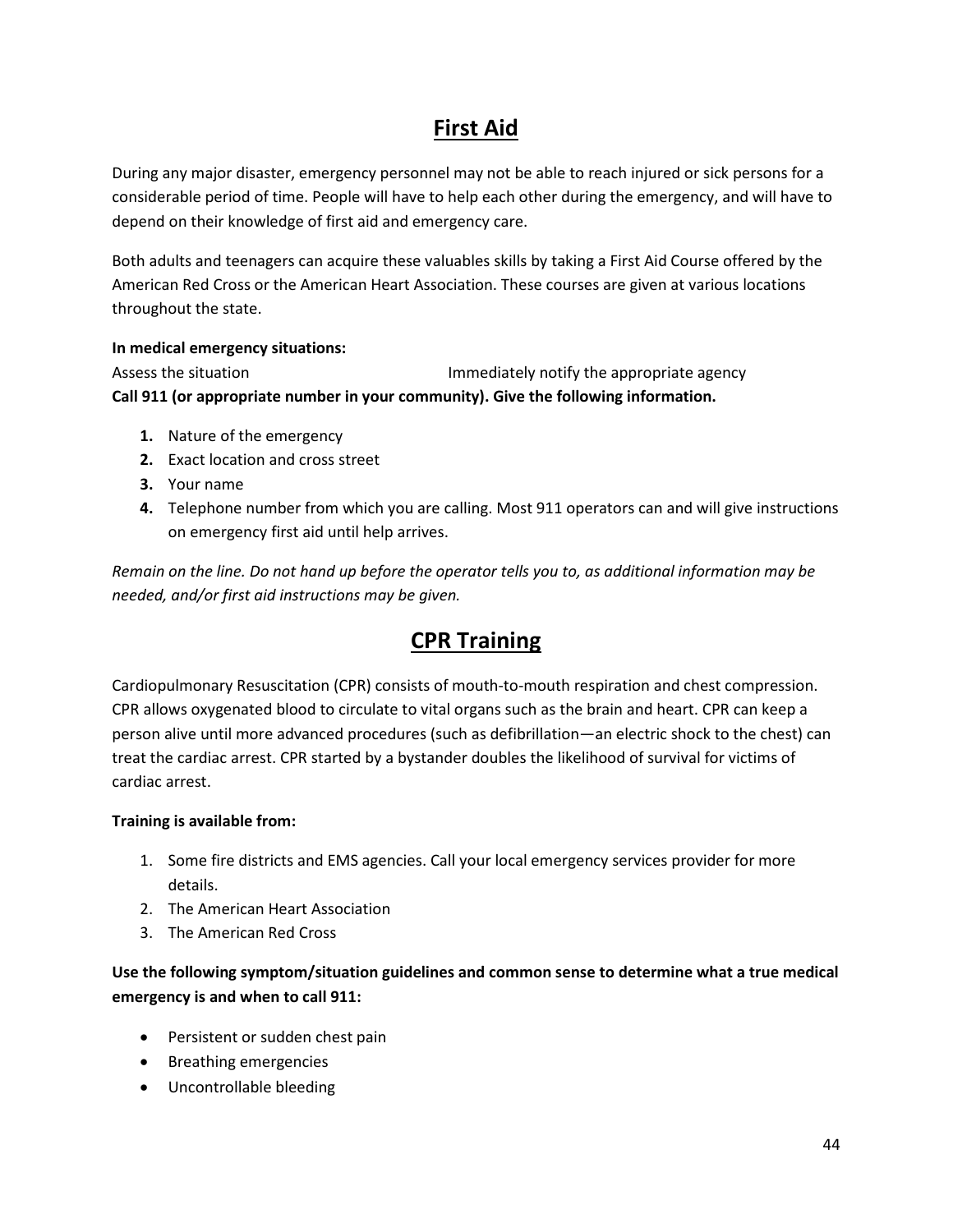## First Aid

During any major disaster, emergency personnel may not be able to reach injured or sick persons for a considerable period of time. People will have to help each other during the emergency, and will have to depend on their knowledge of first aid and emergency care.

Both adults and teenagers can acquire these valuables skills by taking a First Aid Course offered by the American Red Cross or the American Heart Association. These courses are given at various locations throughout the state.

**In medical emergency situations:**

Assess the situation Immediately notify the appropriate agency

**Call 911 (or appropriate number in your community). Give the following information.**

1. Nature of the emergency
2. Exact location and cross street
3. Your name
4. Telephone number from which you are calling. Most 911 operators can and will give instructions on emergency first aid until help arrives.

*Remain on the line. Do not hand up before the operator tells you to, as additional information may be needed, and/or first aid instructions may be given.*

## CPR Training

Cardiopulmonary Resuscitation (CPR) consists of mouth-to-mouth respiration and chest compression. CPR allows oxygenated blood to circulate to vital organs such as the brain and heart. CPR can keep a person alive until more advanced procedures (such as defibrillation—an electric shock to the chest) can treat the cardiac arrest. CPR started by a bystander doubles the likelihood of survival for victims of cardiac arrest.

**Training is available from:**

1. Some fire districts and EMS agencies. Call your local emergency services provider for more details.
2. The American Heart Association
3. The American Red Cross

**Use the following symptom/situation guidelines and common sense to determine what a true medical emergency is and when to call 911:**

- Persistent or sudden chest pain
- Breathing emergencies
- Uncontrollable bleeding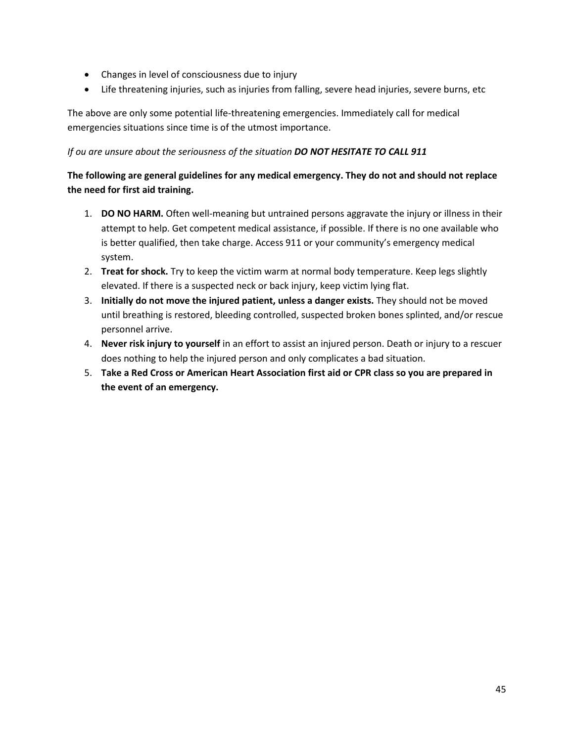- Changes in level of consciousness due to injury
- Life threatening injuries, such as injuries from falling, severe head injuries, severe burns, etc

The above are only some potential life-threatening emergencies. Immediately call for medical emergencies situations since time is of the utmost importance.

*If ou are unsure about the seriousness of the situation* ***DO NOT HESITATE TO CALL 911***

**The following are general guidelines for any medical emergency. They do not and should not replace the need for first aid training.**

1. **DO NO HARM.** Often well-meaning but untrained persons aggravate the injury or illness in their attempt to help. Get competent medical assistance, if possible. If there is no one available who is better qualified, then take charge. Access 911 or your community's emergency medical system.
2. **Treat for shock.** Try to keep the victim warm at normal body temperature. Keep legs slightly elevated. If there is a suspected neck or back injury, keep victim lying flat.
3. **Initially do not move the injured patient, unless a danger exists.** They should not be moved until breathing is restored, bleeding controlled, suspected broken bones splinted, and/or rescue personnel arrive.
4. **Never risk injury to yourself** in an effort to assist an injured person. Death or injury to a rescuer does nothing to help the injured person and only complicates a bad situation.
5. **Take a Red Cross or American Heart Association first aid or CPR class so you are prepared in the event of an emergency.**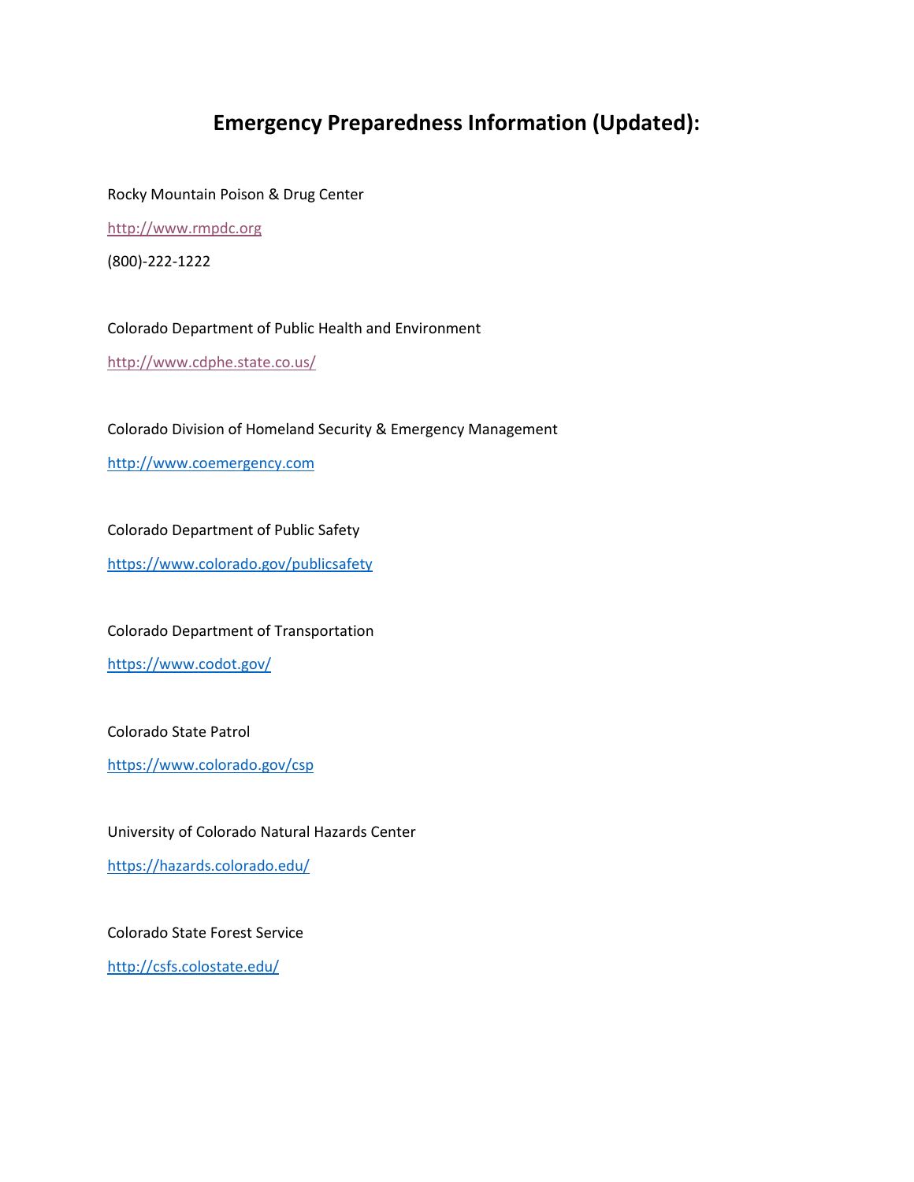# Emergency Preparedness Information (Updated):

Rocky Mountain Poison & Drug Center

http://www.rmpdc.org

(800)-222-1222

Colorado Department of Public Health and Environment

http://www.cdphe.state.co.us/

Colorado Division of Homeland Security & Emergency Management

http://www.coemergency.com

Colorado Department of Public Safety

https://www.colorado.gov/publicsafety

Colorado Department of Transportation

https://www.codot.gov/

Colorado State Patrol

https://www.colorado.gov/csp

University of Colorado Natural Hazards Center

https://hazards.colorado.edu/

Colorado State Forest Service

http://csfs.colostate.edu/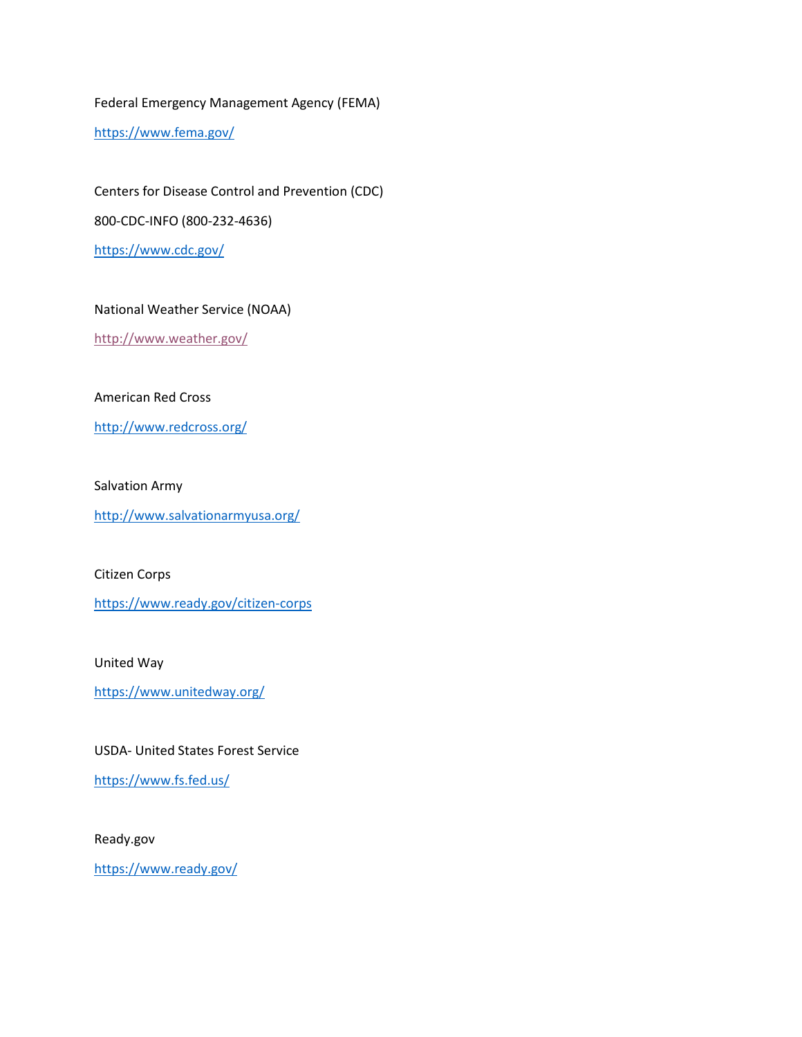Federal Emergency Management Agency (FEMA)

https://www.fema.gov/

Centers for Disease Control and Prevention (CDC)

800-CDC-INFO (800-232-4636)

https://www.cdc.gov/

National Weather Service (NOAA)

http://www.weather.gov/

American Red Cross

http://www.redcross.org/

Salvation Army

http://www.salvationarmyusa.org/

Citizen Corps

https://www.ready.gov/citizen-corps

United Way

https://www.unitedway.org/

USDA- United States Forest Service

https://www.fs.fed.us/

Ready.gov

https://www.ready.gov/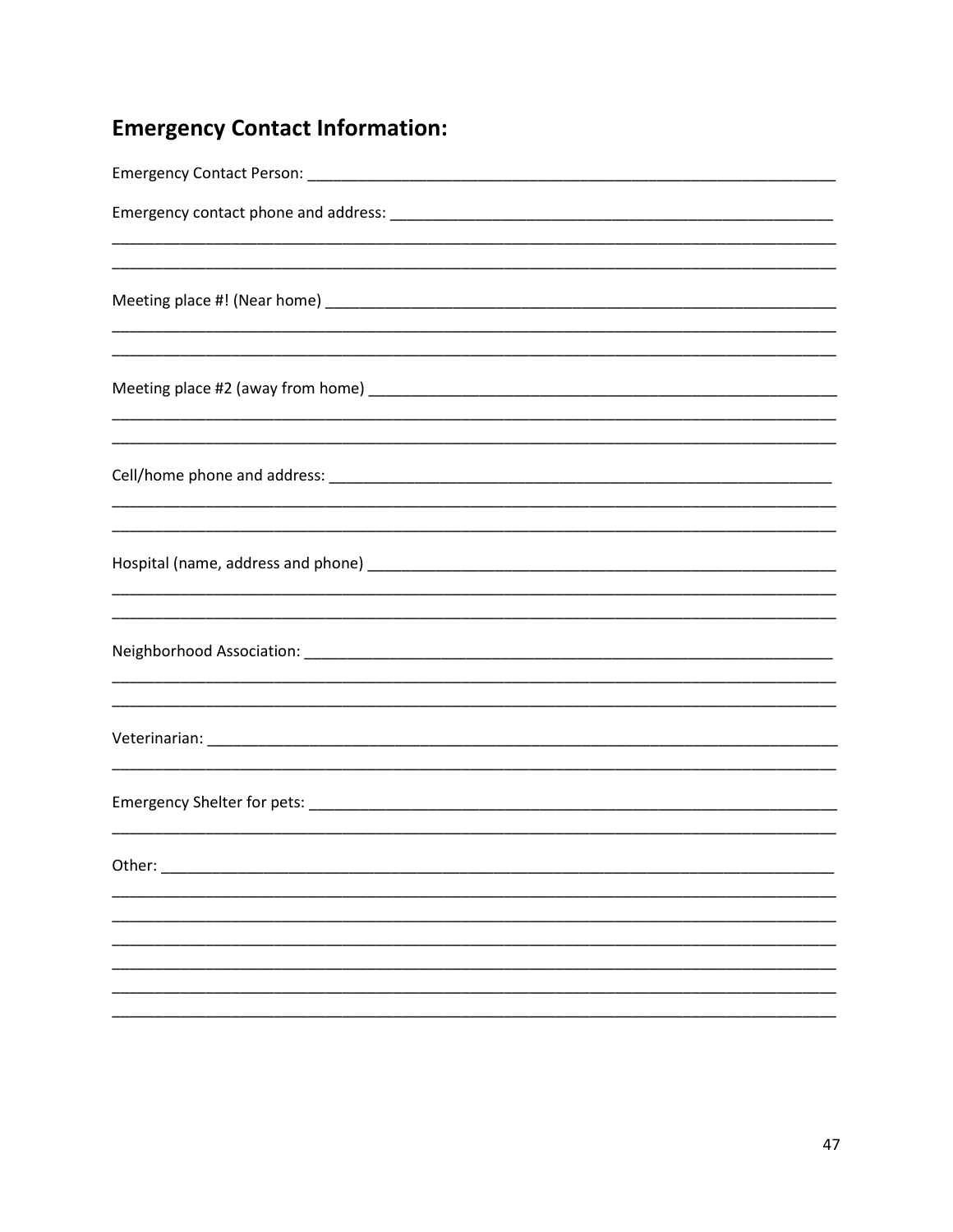## Emergency Contact Information:

Emergency Contact Person: ____________________________________________________________

Emergency contact phone and address: ________________________________________________

_____________________________________________________________________________________

_____________________________________________________________________________________

Meeting place #! (Near home) ________________________________________________________

_____________________________________________________________________________________

_____________________________________________________________________________________

Meeting place #2 (away from home) ___________________________________________________

_____________________________________________________________________________________

_____________________________________________________________________________________

Cell/home phone and address: _______________________________________________________

_____________________________________________________________________________________

_____________________________________________________________________________________

Hospital (name, address and phone) __________________________________________________

_____________________________________________________________________________________

_____________________________________________________________________________________

Neighborhood Association: __________________________________________________________

_____________________________________________________________________________________

_____________________________________________________________________________________

Veterinarian: _______________________________________________________________________

_____________________________________________________________________________________

Emergency Shelter for pets: _________________________________________________________

_____________________________________________________________________________________

Other: _____________________________________________________________________________

_____________________________________________________________________________________

_____________________________________________________________________________________

_____________________________________________________________________________________

_____________________________________________________________________________________

_____________________________________________________________________________________

_____________________________________________________________________________________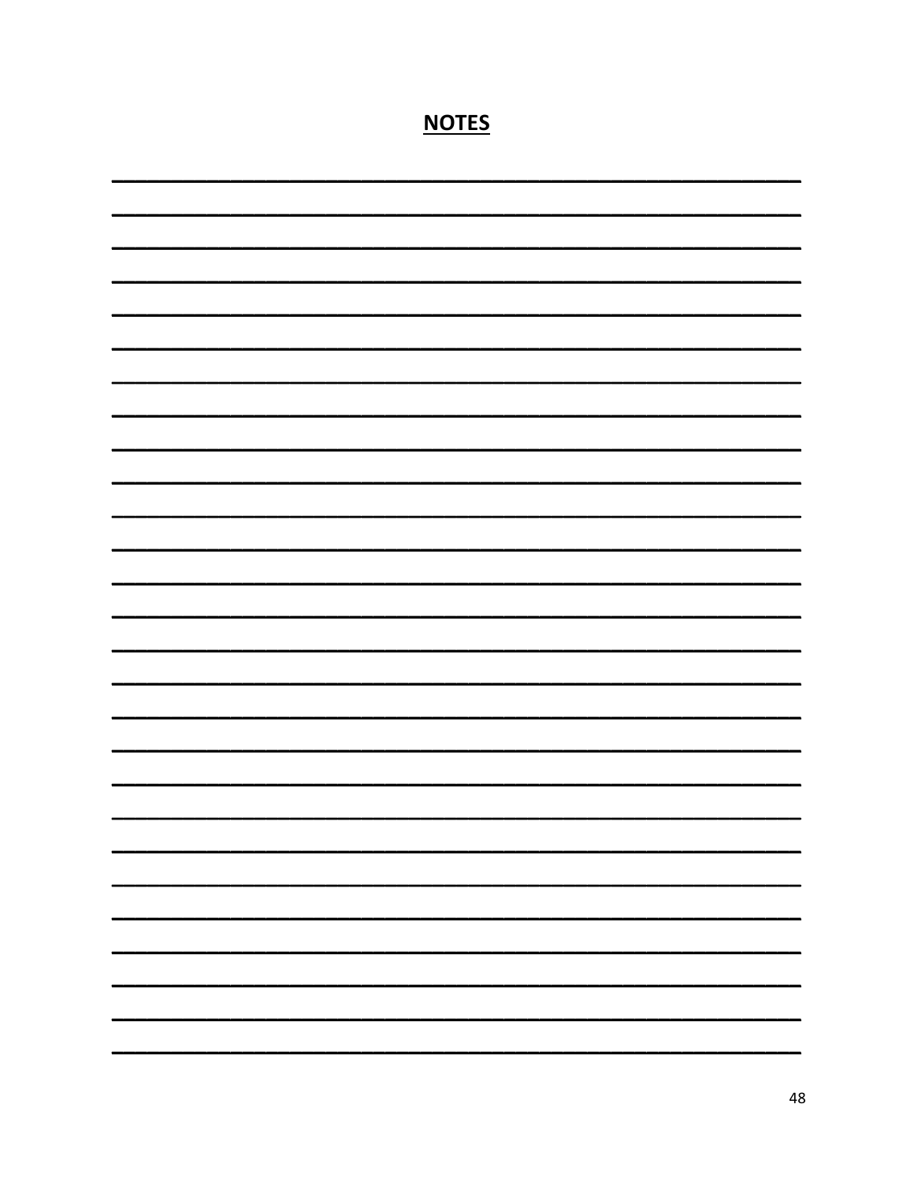## NOTES